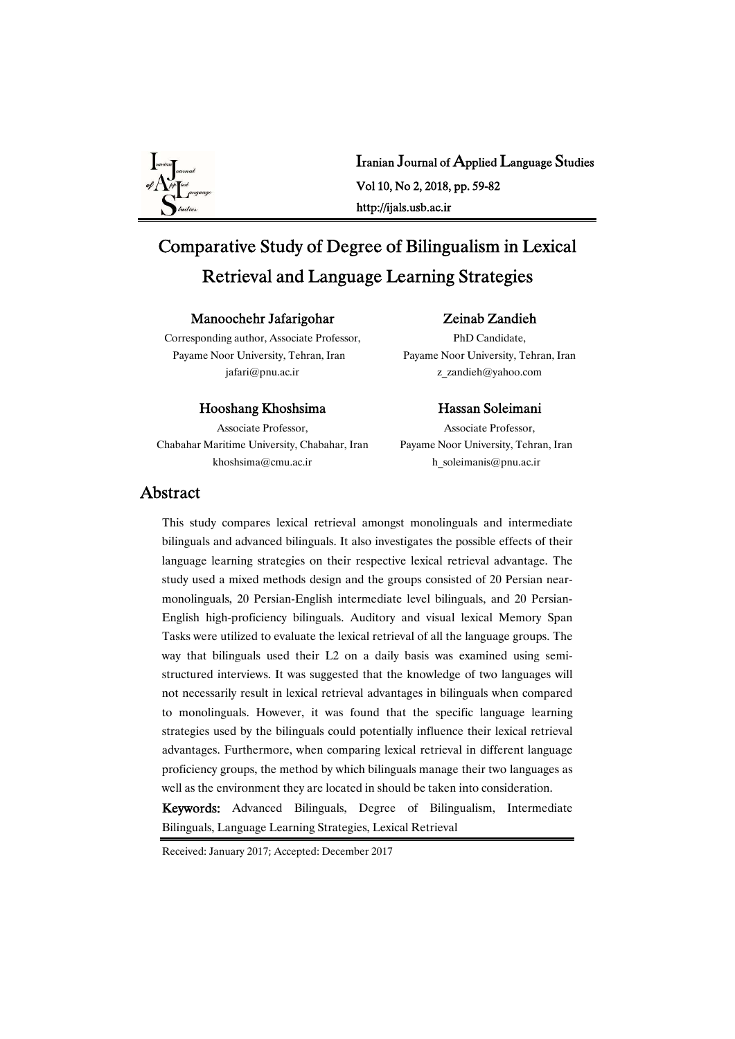# Comparative Study of Degree of Bilingualism in Lexical Retrieval and Language Learning Strategies

**Manoochehr Jafarigohar**
Corresponding author, Associate Professor,
Payame Noor University, Tehran, Iran
jafari@pnu.ac.ir

**Zeinab Zandieh**
PhD Candidate,
Payame Noor University, Tehran, Iran
z_zandieh@yahoo.com

**Hooshang Khoshsima**
Associate Professor,
Chabahar Maritime University, Chabahar, Iran
khoshsima@cmu.ac.ir

**Hassan Soleimani**
Associate Professor,
Payame Noor University, Tehran, Iran
h_soleimanis@pnu.ac.ir

## Abstract

This study compares lexical retrieval amongst monolinguals and intermediate bilinguals and advanced bilinguals. It also investigates the possible effects of their language learning strategies on their respective lexical retrieval advantage. The study used a mixed methods design and the groups consisted of 20 Persian near-monolinguals, 20 Persian-English intermediate level bilinguals, and 20 Persian-English high-proficiency bilinguals. Auditory and visual lexical Memory Span Tasks were utilized to evaluate the lexical retrieval of all the language groups. The way that bilinguals used their L2 on a daily basis was examined using semi-structured interviews. It was suggested that the knowledge of two languages will not necessarily result in lexical retrieval advantages in bilinguals when compared to monolinguals. However, it was found that the specific language learning strategies used by the bilinguals could potentially influence their lexical retrieval advantages. Furthermore, when comparing lexical retrieval in different language proficiency groups, the method by which bilinguals manage their two languages as well as the environment they are located in should be taken into consideration.

**Keywords:** Advanced Bilinguals, Degree of Bilingualism, Intermediate Bilinguals, Language Learning Strategies, Lexical Retrieval

Received: January 2017; Accepted: December 2017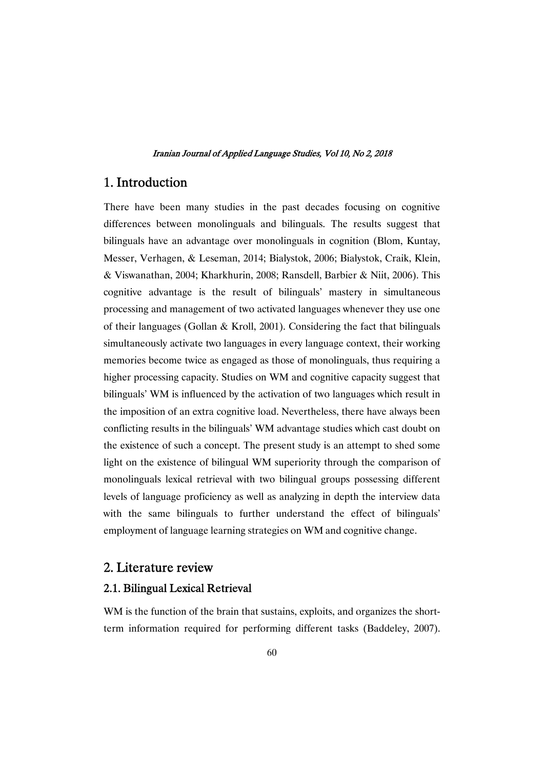## 1. Introduction

There have been many studies in the past decades focusing on cognitive differences between monolinguals and bilinguals. The results suggest that bilinguals have an advantage over monolinguals in cognition (Blom, Kuntay, Messer, Verhagen, & Leseman, 2014; Bialystok, 2006; Bialystok, Craik, Klein, & Viswanathan, 2004; Kharkhurin, 2008; Ransdell, Barbier & Niit, 2006). This cognitive advantage is the result of bilinguals' mastery in simultaneous processing and management of two activated languages whenever they use one of their languages (Gollan & Kroll, 2001). Considering the fact that bilinguals simultaneously activate two languages in every language context, their working memories become twice as engaged as those of monolinguals, thus requiring a higher processing capacity. Studies on WM and cognitive capacity suggest that bilinguals' WM is influenced by the activation of two languages which result in the imposition of an extra cognitive load. Nevertheless, there have always been conflicting results in the bilinguals' WM advantage studies which cast doubt on the existence of such a concept. The present study is an attempt to shed some light on the existence of bilingual WM superiority through the comparison of monolinguals lexical retrieval with two bilingual groups possessing different levels of language proficiency as well as analyzing in depth the interview data with the same bilinguals to further understand the effect of bilinguals' employment of language learning strategies on WM and cognitive change.

## 2. Literature review

### 2.1. Bilingual Lexical Retrieval

WM is the function of the brain that sustains, exploits, and organizes the short-term information required for performing different tasks (Baddeley, 2007).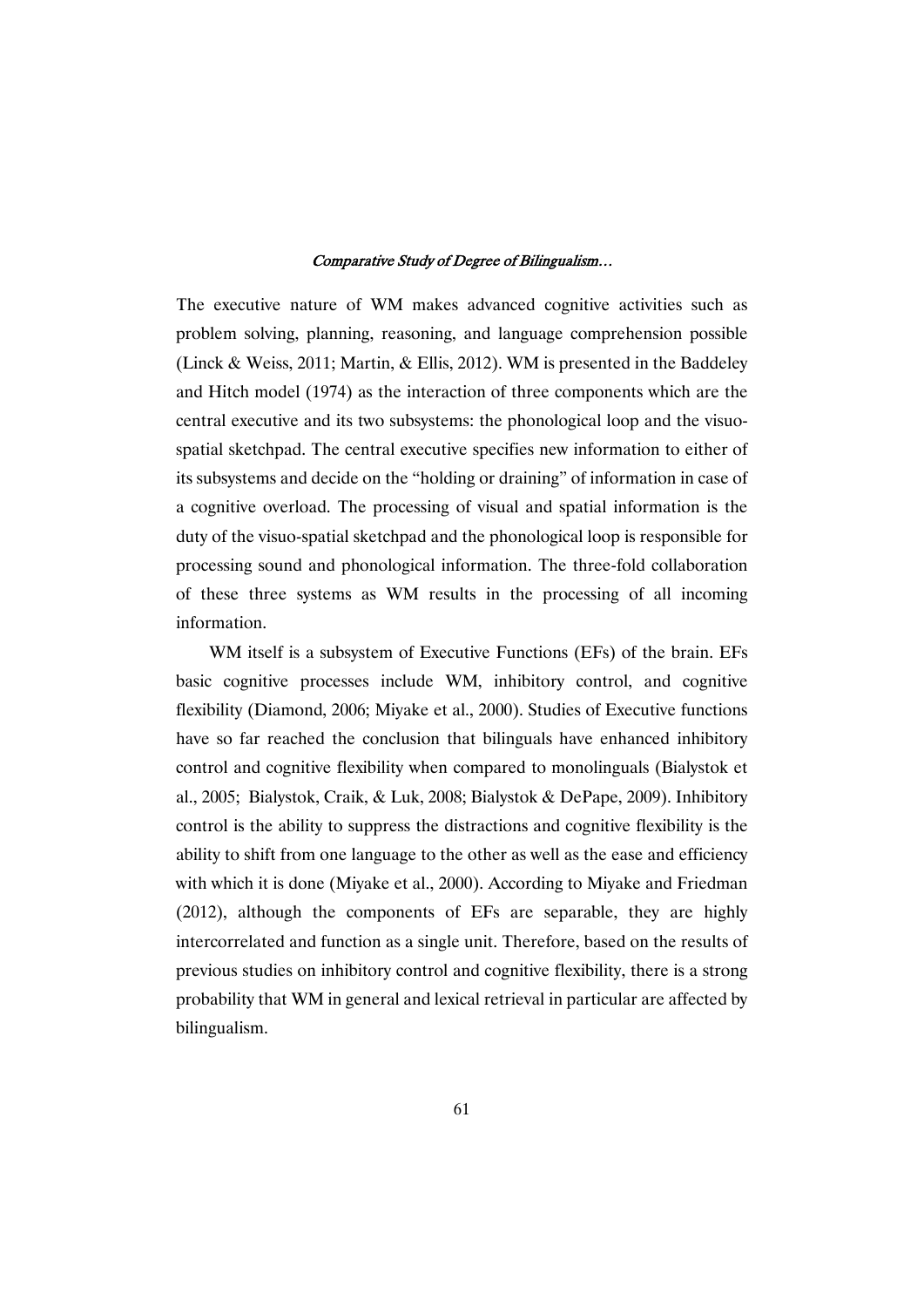The executive nature of WM makes advanced cognitive activities such as problem solving, planning, reasoning, and language comprehension possible (Linck & Weiss, 2011; Martin, & Ellis, 2012). WM is presented in the Baddeley and Hitch model (1974) as the interaction of three components which are the central executive and its two subsystems: the phonological loop and the visuo-spatial sketchpad. The central executive specifies new information to either of its subsystems and decide on the "holding or draining" of information in case of a cognitive overload. The processing of visual and spatial information is the duty of the visuo-spatial sketchpad and the phonological loop is responsible for processing sound and phonological information. The three-fold collaboration of these three systems as WM results in the processing of all incoming information.

WM itself is a subsystem of Executive Functions (EFs) of the brain. EFs basic cognitive processes include WM, inhibitory control, and cognitive flexibility (Diamond, 2006; Miyake et al., 2000). Studies of Executive functions have so far reached the conclusion that bilinguals have enhanced inhibitory control and cognitive flexibility when compared to monolinguals (Bialystok et al., 2005; Bialystok, Craik, & Luk, 2008; Bialystok & DePape, 2009). Inhibitory control is the ability to suppress the distractions and cognitive flexibility is the ability to shift from one language to the other as well as the ease and efficiency with which it is done (Miyake et al., 2000). According to Miyake and Friedman (2012), although the components of EFs are separable, they are highly intercorrelated and function as a single unit. Therefore, based on the results of previous studies on inhibitory control and cognitive flexibility, there is a strong probability that WM in general and lexical retrieval in particular are affected by bilingualism.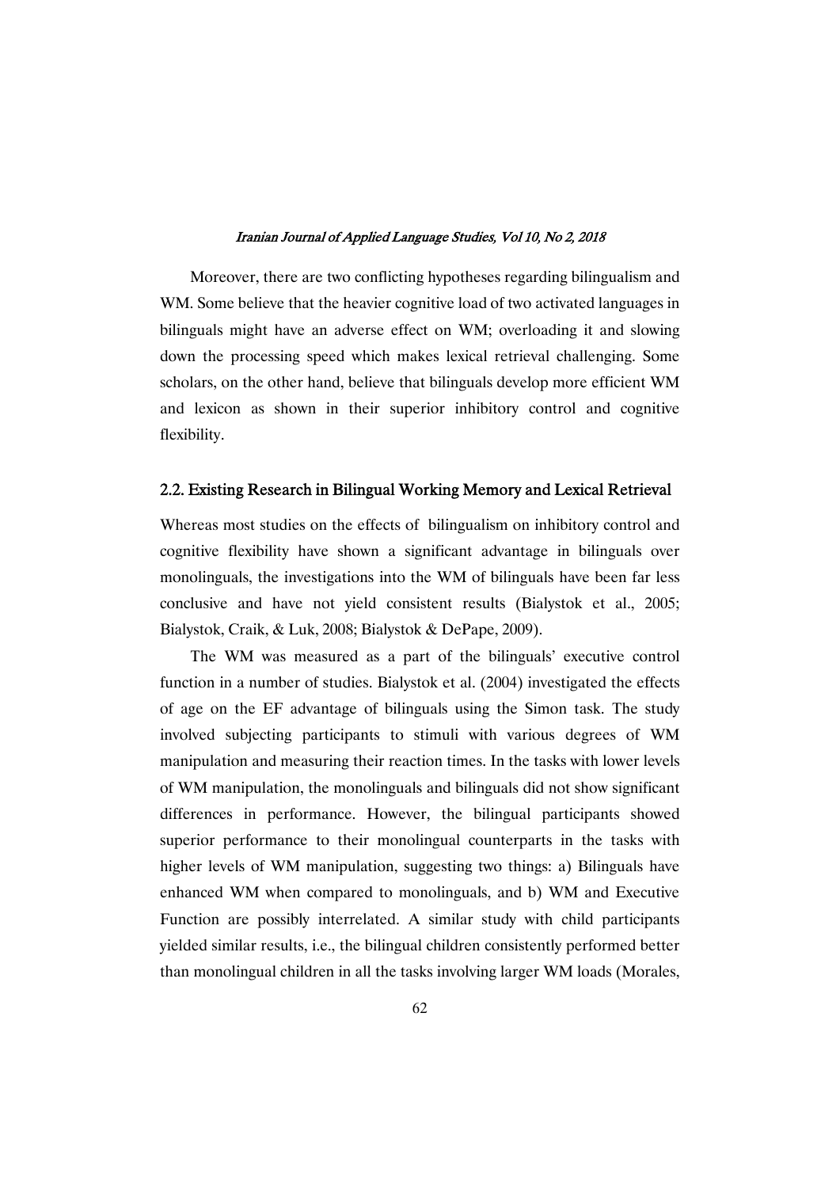Moreover, there are two conflicting hypotheses regarding bilingualism and WM. Some believe that the heavier cognitive load of two activated languages in bilinguals might have an adverse effect on WM; overloading it and slowing down the processing speed which makes lexical retrieval challenging. Some scholars, on the other hand, believe that bilinguals develop more efficient WM and lexicon as shown in their superior inhibitory control and cognitive flexibility.

## 2.2. Existing Research in Bilingual Working Memory and Lexical Retrieval

Whereas most studies on the effects of bilingualism on inhibitory control and cognitive flexibility have shown a significant advantage in bilinguals over monolinguals, the investigations into the WM of bilinguals have been far less conclusive and have not yield consistent results (Bialystok et al., 2005; Bialystok, Craik, & Luk, 2008; Bialystok & DePape, 2009).

The WM was measured as a part of the bilinguals' executive control function in a number of studies. Bialystok et al. (2004) investigated the effects of age on the EF advantage of bilinguals using the Simon task. The study involved subjecting participants to stimuli with various degrees of WM manipulation and measuring their reaction times. In the tasks with lower levels of WM manipulation, the monolinguals and bilinguals did not show significant differences in performance. However, the bilingual participants showed superior performance to their monolingual counterparts in the tasks with higher levels of WM manipulation, suggesting two things: a) Bilinguals have enhanced WM when compared to monolinguals, and b) WM and Executive Function are possibly interrelated. A similar study with child participants yielded similar results, i.e., the bilingual children consistently performed better than monolingual children in all the tasks involving larger WM loads (Morales,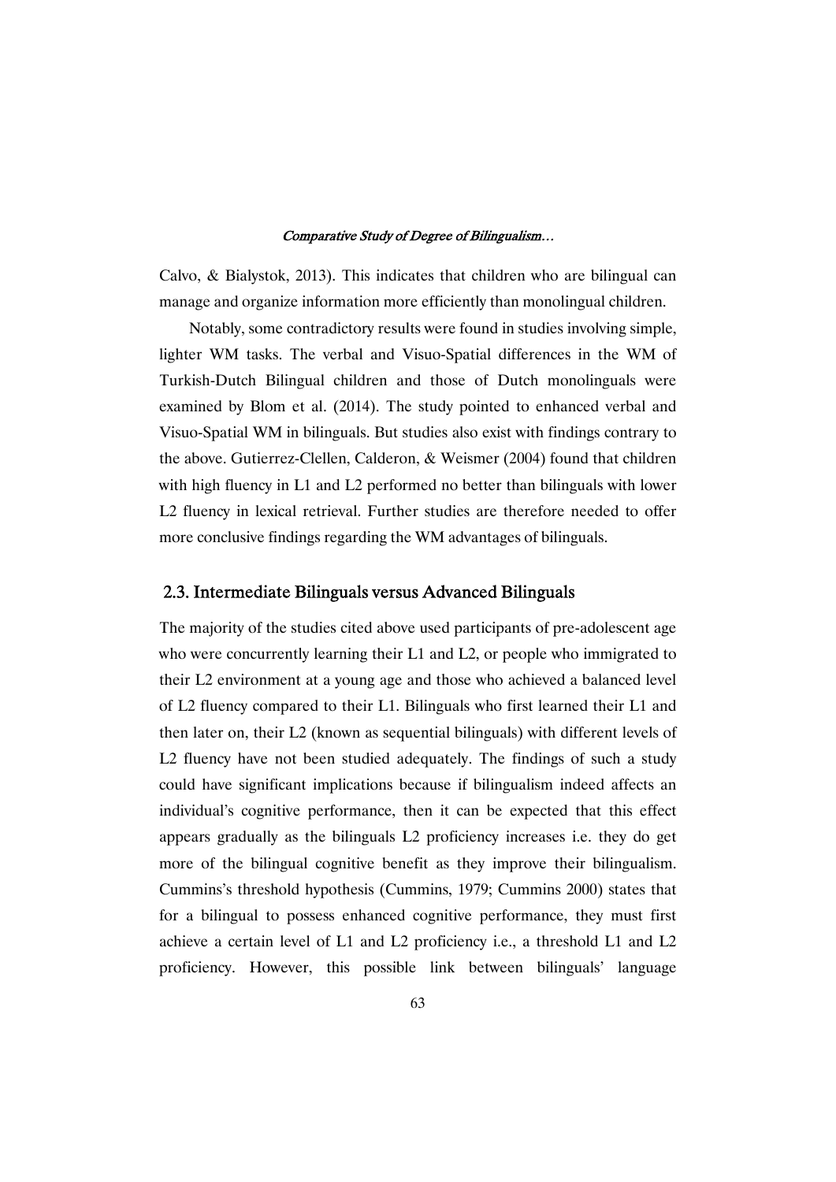Calvo, & Bialystok, 2013). This indicates that children who are bilingual can manage and organize information more efficiently than monolingual children.

Notably, some contradictory results were found in studies involving simple, lighter WM tasks. The verbal and Visuo-Spatial differences in the WM of Turkish-Dutch Bilingual children and those of Dutch monolinguals were examined by Blom et al. (2014). The study pointed to enhanced verbal and Visuo-Spatial WM in bilinguals. But studies also exist with findings contrary to the above. Gutierrez-Clellen, Calderon, & Weismer (2004) found that children with high fluency in L1 and L2 performed no better than bilinguals with lower L2 fluency in lexical retrieval. Further studies are therefore needed to offer more conclusive findings regarding the WM advantages of bilinguals.

## 2.3. Intermediate Bilinguals versus Advanced Bilinguals

The majority of the studies cited above used participants of pre-adolescent age who were concurrently learning their L1 and L2, or people who immigrated to their L2 environment at a young age and those who achieved a balanced level of L2 fluency compared to their L1. Bilinguals who first learned their L1 and then later on, their L2 (known as sequential bilinguals) with different levels of L2 fluency have not been studied adequately. The findings of such a study could have significant implications because if bilingualism indeed affects an individual's cognitive performance, then it can be expected that this effect appears gradually as the bilinguals L2 proficiency increases i.e. they do get more of the bilingual cognitive benefit as they improve their bilingualism. Cummins's threshold hypothesis (Cummins, 1979; Cummins 2000) states that for a bilingual to possess enhanced cognitive performance, they must first achieve a certain level of L1 and L2 proficiency i.e., a threshold L1 and L2 proficiency. However, this possible link between bilinguals' language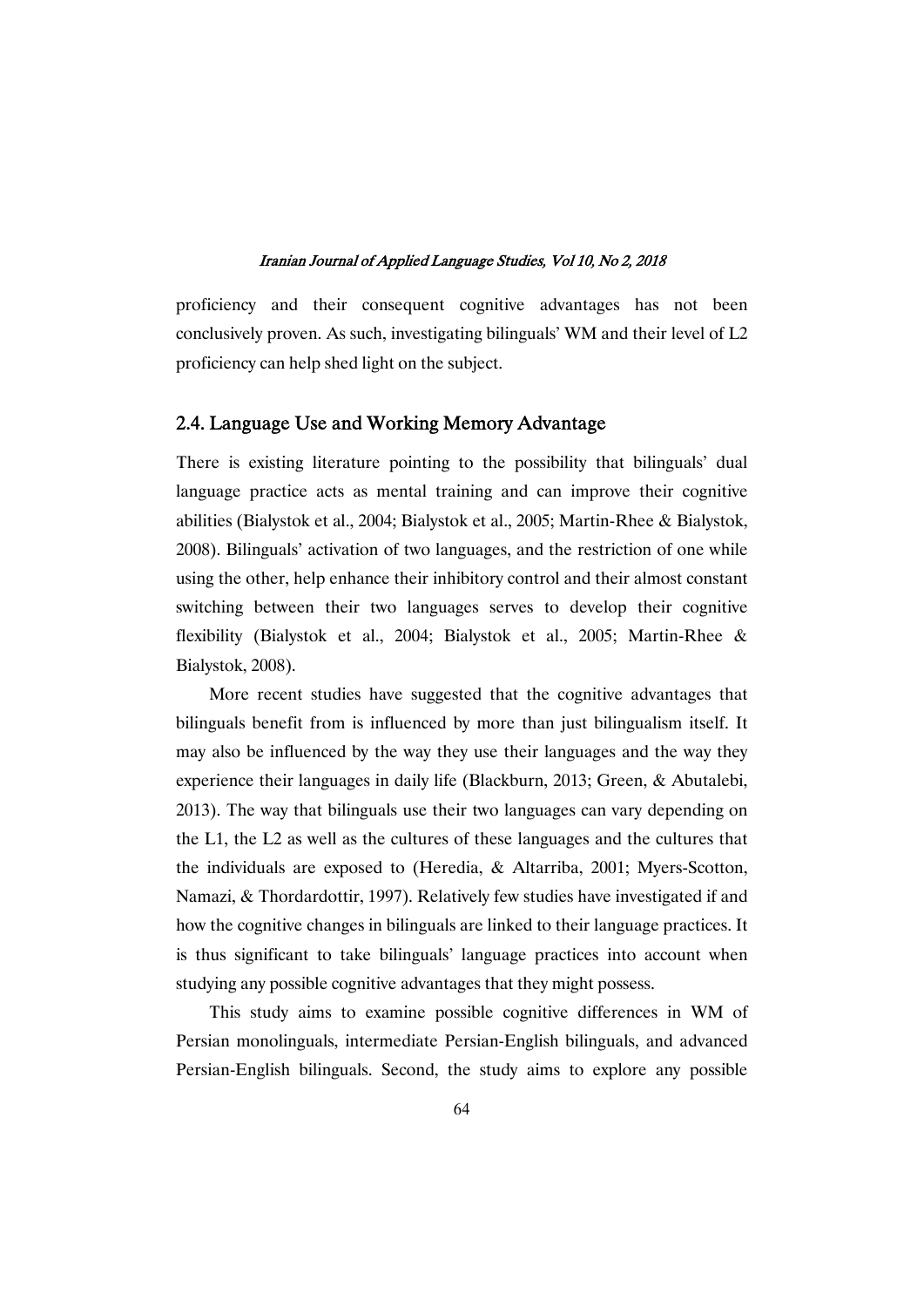proficiency and their consequent cognitive advantages has not been conclusively proven. As such, investigating bilinguals' WM and their level of L2 proficiency can help shed light on the subject.

## 2.4. Language Use and Working Memory Advantage

There is existing literature pointing to the possibility that bilinguals' dual language practice acts as mental training and can improve their cognitive abilities (Bialystok et al., 2004; Bialystok et al., 2005; Martin-Rhee & Bialystok, 2008). Bilinguals' activation of two languages, and the restriction of one while using the other, help enhance their inhibitory control and their almost constant switching between their two languages serves to develop their cognitive flexibility (Bialystok et al., 2004; Bialystok et al., 2005; Martin-Rhee & Bialystok, 2008).

More recent studies have suggested that the cognitive advantages that bilinguals benefit from is influenced by more than just bilingualism itself. It may also be influenced by the way they use their languages and the way they experience their languages in daily life (Blackburn, 2013; Green, & Abutalebi, 2013). The way that bilinguals use their two languages can vary depending on the L1, the L2 as well as the cultures of these languages and the cultures that the individuals are exposed to (Heredia, & Altarriba, 2001; Myers-Scotton, Namazi, & Thordardottir, 1997). Relatively few studies have investigated if and how the cognitive changes in bilinguals are linked to their language practices. It is thus significant to take bilinguals' language practices into account when studying any possible cognitive advantages that they might possess.

This study aims to examine possible cognitive differences in WM of Persian monolinguals, intermediate Persian-English bilinguals, and advanced Persian-English bilinguals. Second, the study aims to explore any possible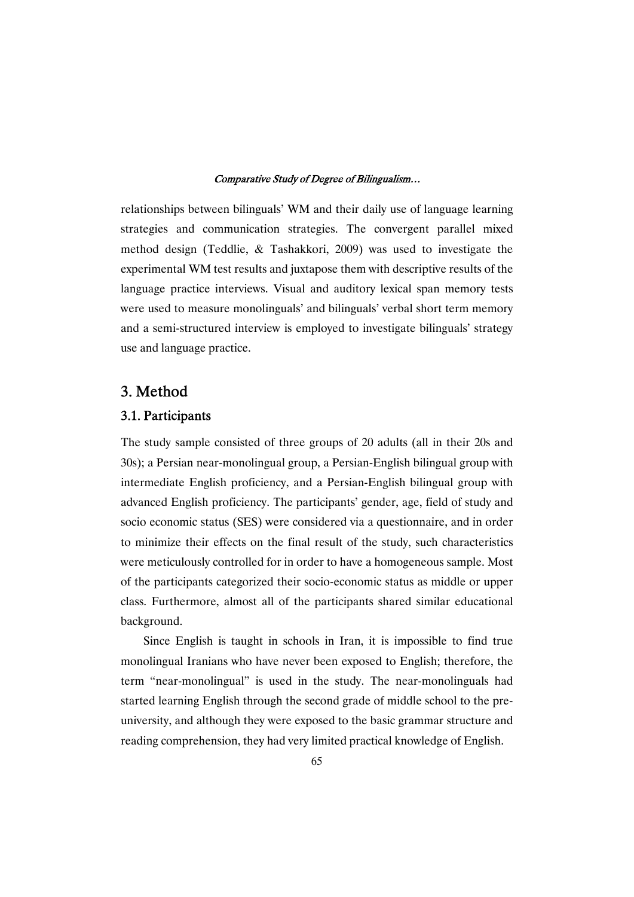relationships between bilinguals' WM and their daily use of language learning strategies and communication strategies. The convergent parallel mixed method design (Teddlie, & Tashakkori, 2009) was used to investigate the experimental WM test results and juxtapose them with descriptive results of the language practice interviews. Visual and auditory lexical span memory tests were used to measure monolinguals' and bilinguals' verbal short term memory and a semi-structured interview is employed to investigate bilinguals' strategy use and language practice.

## 3. Method

### 3.1. Participants

The study sample consisted of three groups of 20 adults (all in their 20s and 30s); a Persian near-monolingual group, a Persian-English bilingual group with intermediate English proficiency, and a Persian-English bilingual group with advanced English proficiency. The participants' gender, age, field of study and socio economic status (SES) were considered via a questionnaire, and in order to minimize their effects on the final result of the study, such characteristics were meticulously controlled for in order to have a homogeneous sample. Most of the participants categorized their socio-economic status as middle or upper class. Furthermore, almost all of the participants shared similar educational background.

Since English is taught in schools in Iran, it is impossible to find true monolingual Iranians who have never been exposed to English; therefore, the term "near-monolingual" is used in the study. The near-monolinguals had started learning English through the second grade of middle school to the pre-university, and although they were exposed to the basic grammar structure and reading comprehension, they had very limited practical knowledge of English.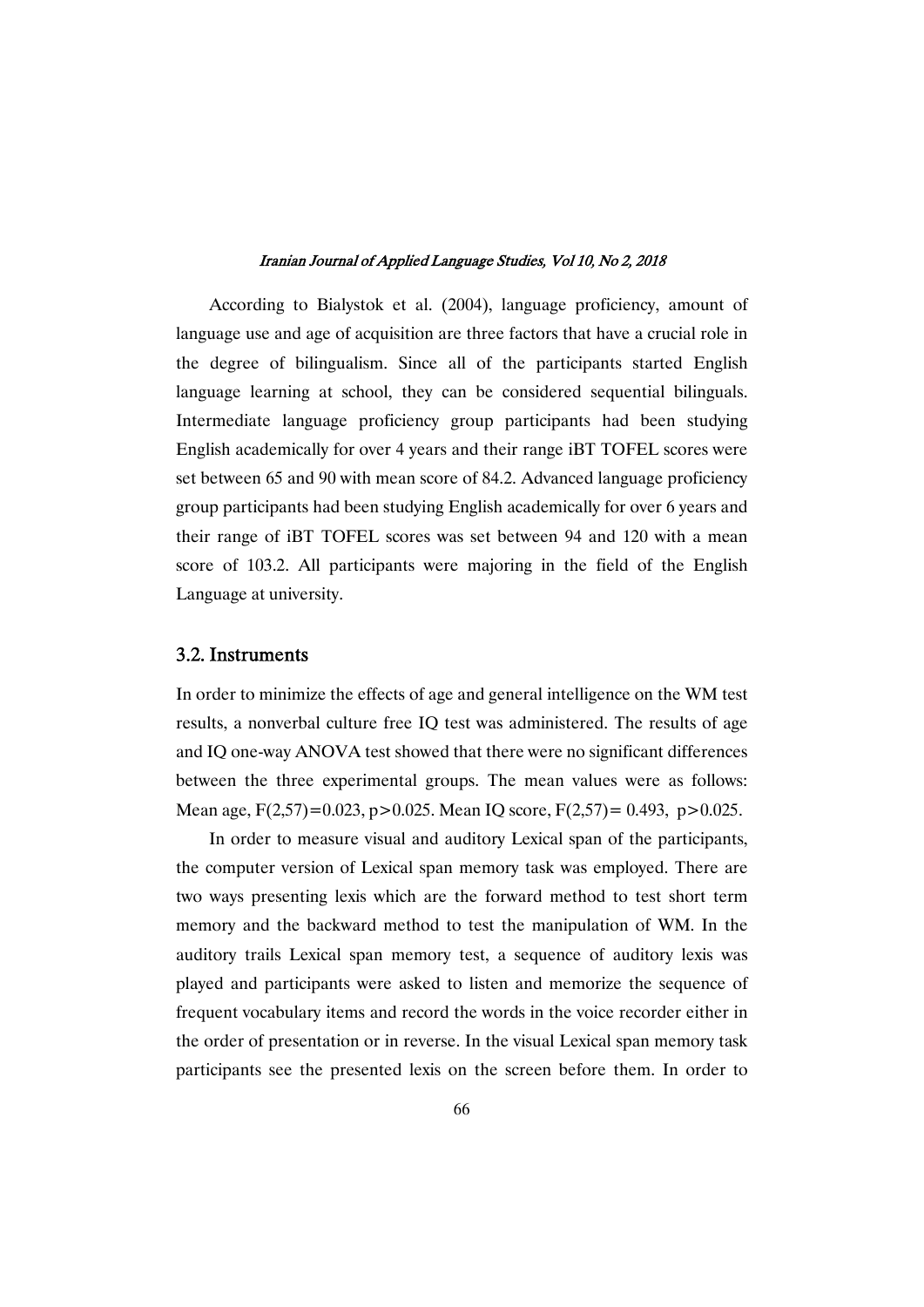According to Bialystok et al. (2004), language proficiency, amount of language use and age of acquisition are three factors that have a crucial role in the degree of bilingualism. Since all of the participants started English language learning at school, they can be considered sequential bilinguals. Intermediate language proficiency group participants had been studying English academically for over 4 years and their range iBT TOFEL scores were set between 65 and 90 with mean score of 84.2. Advanced language proficiency group participants had been studying English academically for over 6 years and their range of iBT TOFEL scores was set between 94 and 120 with a mean score of 103.2. All participants were majoring in the field of the English Language at university.

## 3.2. Instruments

In order to minimize the effects of age and general intelligence on the WM test results, a nonverbal culture free IQ test was administered. The results of age and IQ one-way ANOVA test showed that there were no significant differences between the three experimental groups. The mean values were as follows: Mean age, $F(2,57)=0.023$, $p>0.025$. Mean IQ score, $F(2,57)= 0.493$, $p>0.025$.

In order to measure visual and auditory Lexical span of the participants, the computer version of Lexical span memory task was employed. There are two ways presenting lexis which are the forward method to test short term memory and the backward method to test the manipulation of WM. In the auditory trails Lexical span memory test, a sequence of auditory lexis was played and participants were asked to listen and memorize the sequence of frequent vocabulary items and record the words in the voice recorder either in the order of presentation or in reverse. In the visual Lexical span memory task participants see the presented lexis on the screen before them. In order to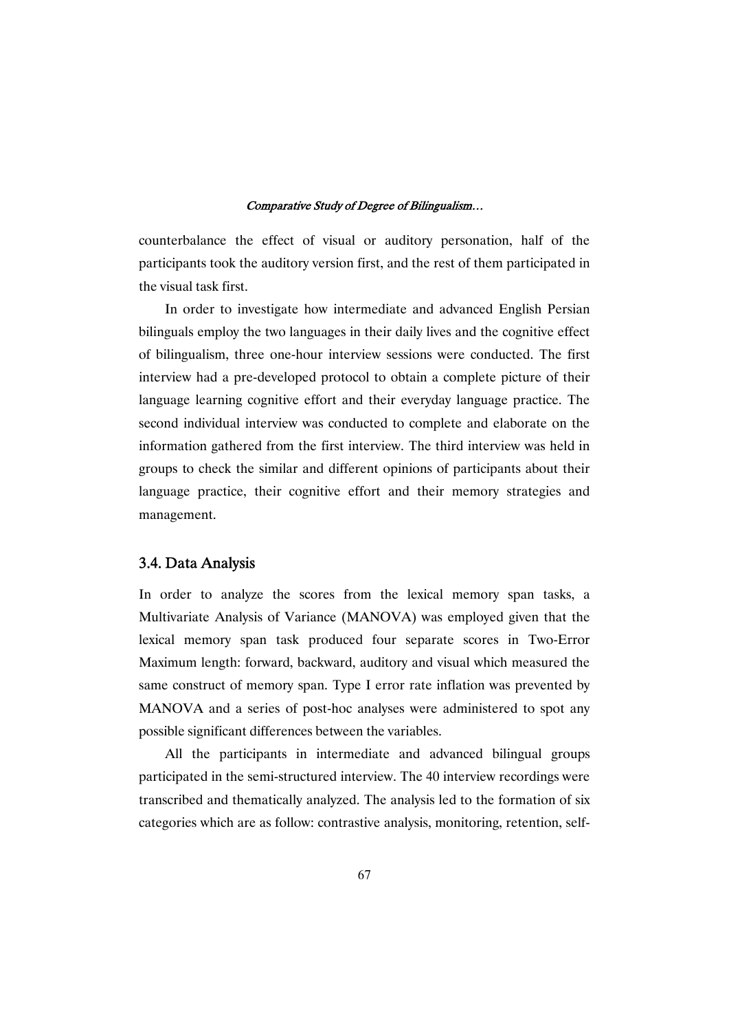counterbalance the effect of visual or auditory personation, half of the participants took the auditory version first, and the rest of them participated in the visual task first.

In order to investigate how intermediate and advanced English Persian bilinguals employ the two languages in their daily lives and the cognitive effect of bilingualism, three one-hour interview sessions were conducted. The first interview had a pre-developed protocol to obtain a complete picture of their language learning cognitive effort and their everyday language practice. The second individual interview was conducted to complete and elaborate on the information gathered from the first interview. The third interview was held in groups to check the similar and different opinions of participants about their language practice, their cognitive effort and their memory strategies and management.

### 3.4. Data Analysis

In order to analyze the scores from the lexical memory span tasks, a Multivariate Analysis of Variance (MANOVA) was employed given that the lexical memory span task produced four separate scores in Two-Error Maximum length: forward, backward, auditory and visual which measured the same construct of memory span. Type I error rate inflation was prevented by MANOVA and a series of post-hoc analyses were administered to spot any possible significant differences between the variables.

All the participants in intermediate and advanced bilingual groups participated in the semi-structured interview. The 40 interview recordings were transcribed and thematically analyzed. The analysis led to the formation of six categories which are as follow: contrastive analysis, monitoring, retention, self-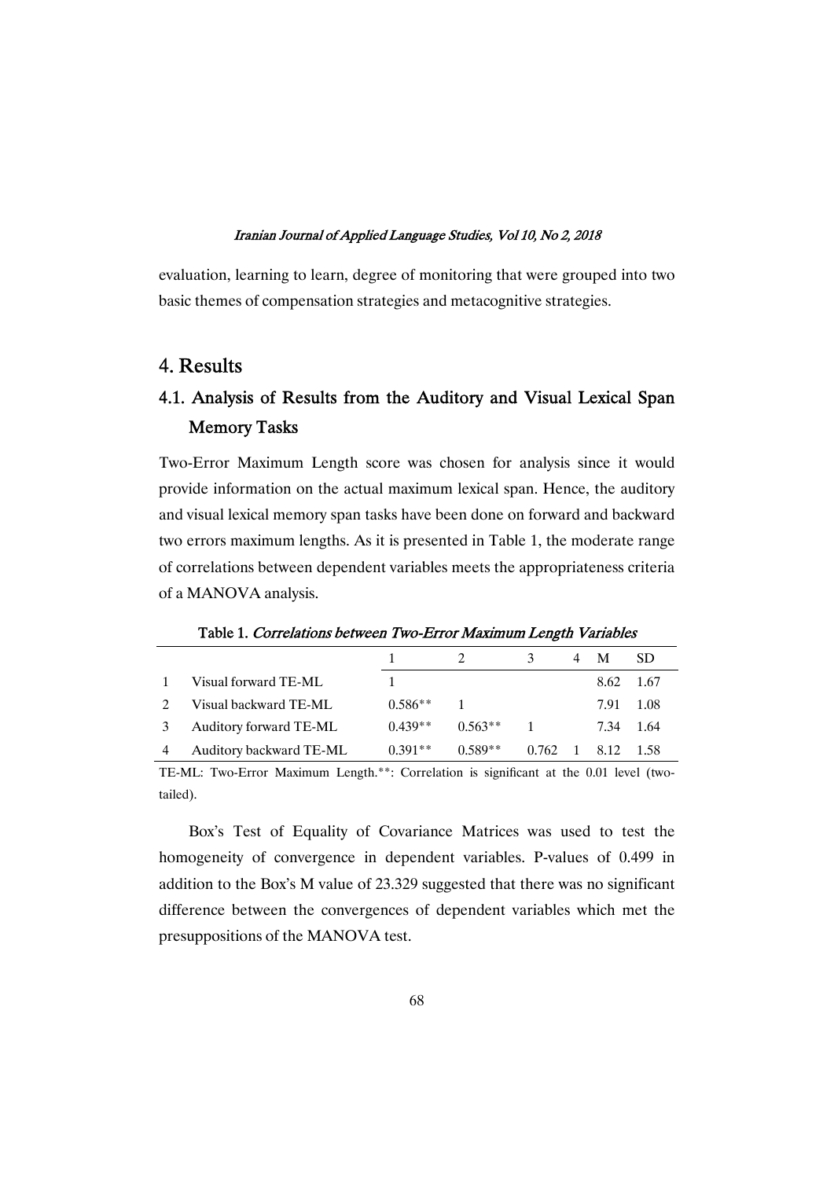evaluation, learning to learn, degree of monitoring that were grouped into two basic themes of compensation strategies and metacognitive strategies.

## 4. Results

### 4.1. Analysis of Results from the Auditory and Visual Lexical Span Memory Tasks

Two-Error Maximum Length score was chosen for analysis since it would provide information on the actual maximum lexical span. Hence, the auditory and visual lexical memory span tasks have been done on forward and backward two errors maximum lengths. As it is presented in Table 1, the moderate range of correlations between dependent variables meets the appropriateness criteria of a MANOVA analysis.

**Table 1.** *Correlations between Two-Error Maximum Length Variables*

| | | 1 | 2 | 3 | 4 | M | SD |
|---|---|---|---|---|---|---|---|
| 1 | Visual forward TE-ML | 1 | | | | 8.62 | 1.67 |
| 2 | Visual backward TE-ML | 0.586** | 1 | | | 7.91 | 1.08 |
| 3 | Auditory forward TE-ML | 0.439** | 0.563** | 1 | | 7.34 | 1.64 |
| 4 | Auditory backward TE-ML | 0.391** | 0.589** | 0.762 | 1 | 8.12 | 1.58 |

TE-ML: Two-Error Maximum Length.**: Correlation is significant at the 0.01 level (two-tailed).

Box's Test of Equality of Covariance Matrices was used to test the homogeneity of convergence in dependent variables. P-values of 0.499 in addition to the Box's M value of 23.329 suggested that there was no significant difference between the convergences of dependent variables which met the presuppositions of the MANOVA test.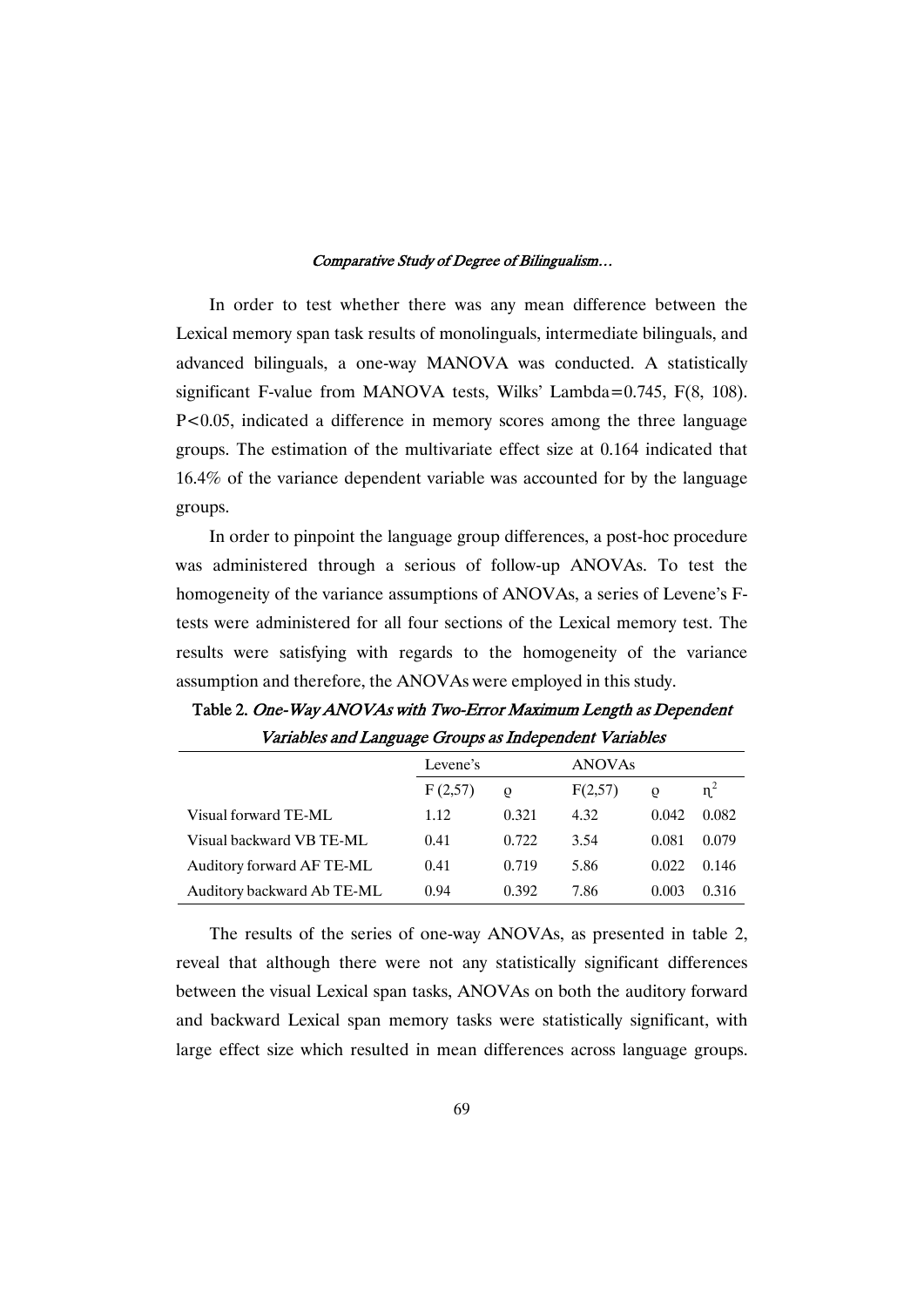In order to test whether there was any mean difference between the Lexical memory span task results of monolinguals, intermediate bilinguals, and advanced bilinguals, a one-way MANOVA was conducted. A statistically significant F-value from MANOVA tests, Wilks' Lambda=0.745, $F(8, 108)$. $P<0.05$, indicated a difference in memory scores among the three language groups. The estimation of the multivariate effect size at 0.164 indicated that 16.4% of the variance dependent variable was accounted for by the language groups.

In order to pinpoint the language group differences, a post-hoc procedure was administered through a serious of follow-up ANOVAs. To test the homogeneity of the variance assumptions of ANOVAs, a series of Levene's F-tests were administered for all four sections of the Lexical memory test. The results were satisfying with regards to the homogeneity of the variance assumption and therefore, the ANOVAs were employed in this study.

**Table 2.** *One-Way ANOVAs with Two-Error Maximum Length as Dependent Variables and Language Groups as Independent Variables*

| | Levene's | | ANOVAs | | |
|---|---|---|---|---|---|
| | F (2,57) | ϱ | F(2,57) | ϱ | $\eta^2$ |
| Visual forward TE-ML | 1.12 | 0.321 | 4.32 | 0.042 | 0.082 |
| Visual backward VB TE-ML | 0.41 | 0.722 | 3.54 | 0.081 | 0.079 |
| Auditory forward AF TE-ML | 0.41 | 0.719 | 5.86 | 0.022 | 0.146 |
| Auditory backward Ab TE-ML | 0.94 | 0.392 | 7.86 | 0.003 | 0.316 |

The results of the series of one-way ANOVAs, as presented in table 2, reveal that although there were not any statistically significant differences between the visual Lexical span tasks, ANOVAs on both the auditory forward and backward Lexical span memory tasks were statistically significant, with large effect size which resulted in mean differences across language groups.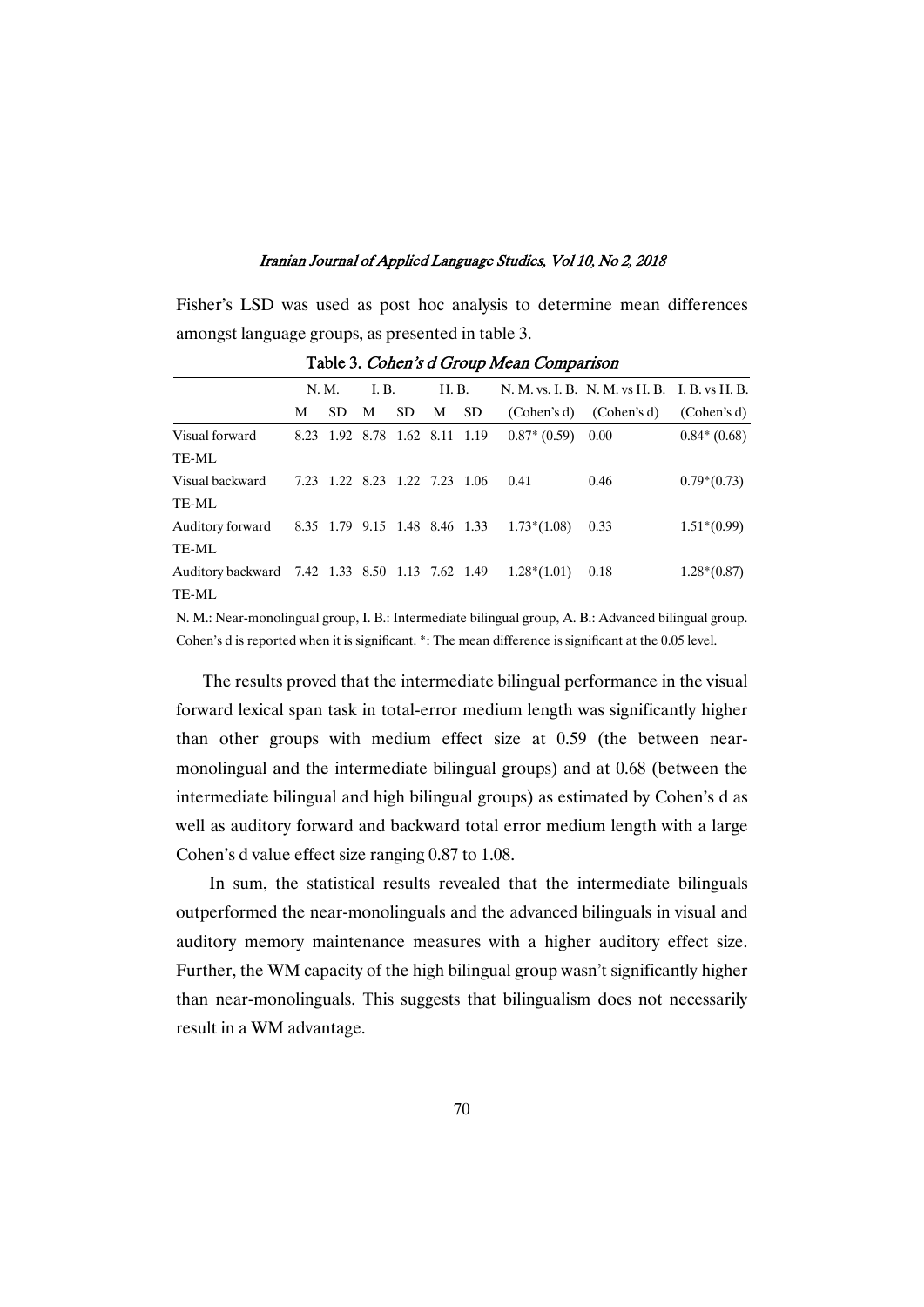Fisher's LSD was used as post hoc analysis to determine mean differences amongst language groups, as presented in table 3.

Table 3. *Cohen's d Group Mean Comparison*

| | N. M. | | I. B. | | H. B. | | N. M. vs. I. B. | N. M. vs H. B. | I. B. vs H. B. |
|---|---|---|---|---|---|---|---|---|---|
| | M | SD | M | SD | M | SD | (Cohen's d) | (Cohen's d) | (Cohen's d) |
| Visual forward TE-ML | 8.23 | 1.92 | 8.78 | 1.62 | 8.11 | 1.19 | 0.87* (0.59) | 0.00 | 0.84* (0.68) |
| Visual backward TE-ML | 7.23 | 1.22 | 8.23 | 1.22 | 7.23 | 1.06 | 0.41 | 0.46 | 0.79*(0.73) |
| Auditory forward TE-ML | 8.35 | 1.79 | 9.15 | 1.48 | 8.46 | 1.33 | 1.73*(1.08) | 0.33 | 1.51*(0.99) |
| Auditory backward TE-ML | 7.42 | 1.33 | 8.50 | 1.13 | 7.62 | 1.49 | 1.28*(1.01) | 0.18 | 1.28*(0.87) |

N. M.: Near-monolingual group, I. B.: Intermediate bilingual group, A. B.: Advanced bilingual group. Cohen's d is reported when it is significant. *: The mean difference is significant at the 0.05 level.

The results proved that the intermediate bilingual performance in the visual forward lexical span task in total-error medium length was significantly higher than other groups with medium effect size at 0.59 (the between near-monolingual and the intermediate bilingual groups) and at 0.68 (between the intermediate bilingual and high bilingual groups) as estimated by Cohen's d as well as auditory forward and backward total error medium length with a large Cohen's d value effect size ranging 0.87 to 1.08.

In sum, the statistical results revealed that the intermediate bilinguals outperformed the near-monolinguals and the advanced bilinguals in visual and auditory memory maintenance measures with a higher auditory effect size. Further, the WM capacity of the high bilingual group wasn't significantly higher than near-monolinguals. This suggests that bilingualism does not necessarily result in a WM advantage.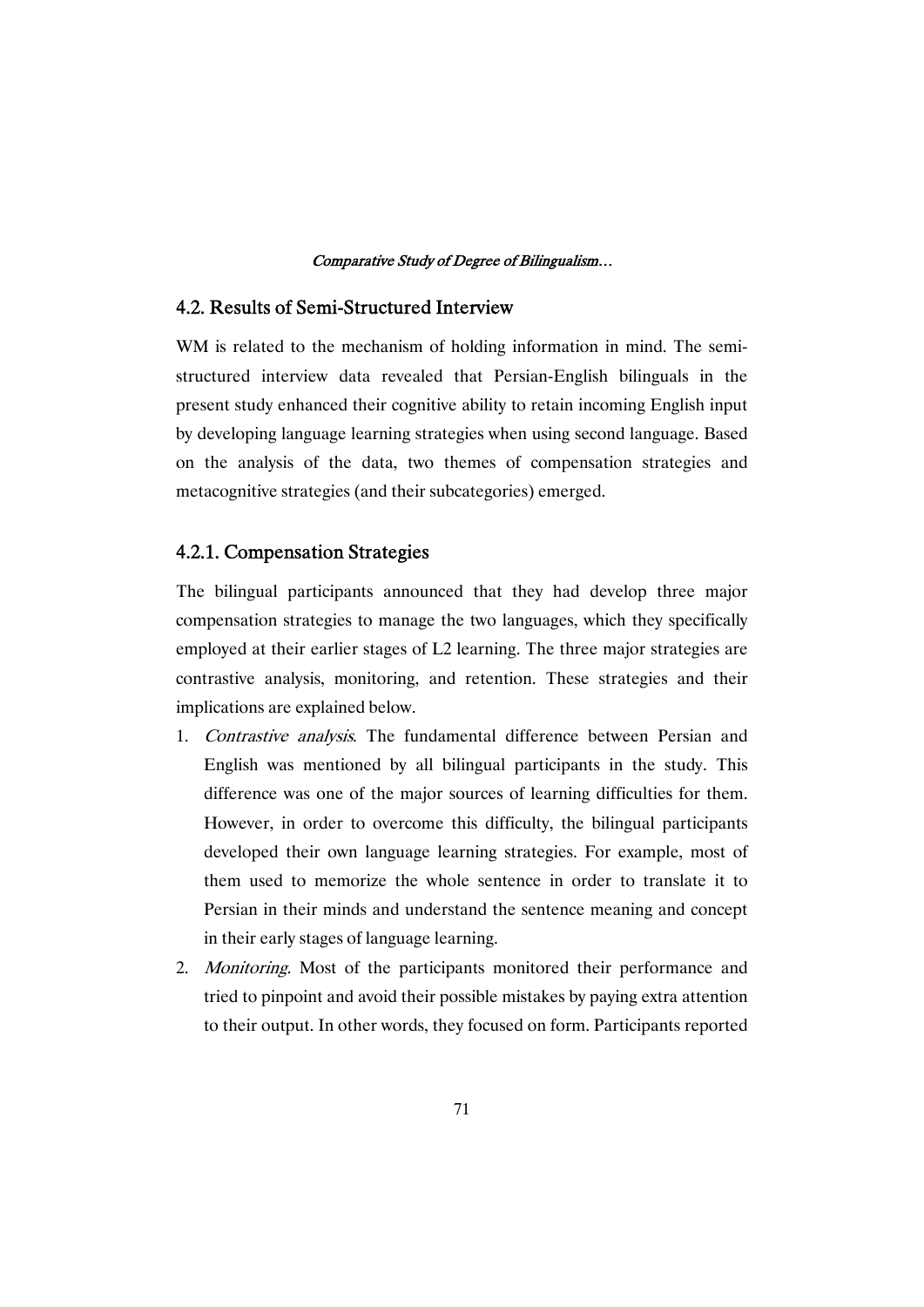### 4.2. Results of Semi-Structured Interview

WM is related to the mechanism of holding information in mind. The semi-structured interview data revealed that Persian-English bilinguals in the present study enhanced their cognitive ability to retain incoming English input by developing language learning strategies when using second language. Based on the analysis of the data, two themes of compensation strategies and metacognitive strategies (and their subcategories) emerged.

#### 4.2.1. Compensation Strategies

The bilingual participants announced that they had develop three major compensation strategies to manage the two languages, which they specifically employed at their earlier stages of L2 learning. The three major strategies are contrastive analysis, monitoring, and retention. These strategies and their implications are explained below.

1. *Contrastive analysis*. The fundamental difference between Persian and English was mentioned by all bilingual participants in the study. This difference was one of the major sources of learning difficulties for them. However, in order to overcome this difficulty, the bilingual participants developed their own language learning strategies. For example, most of them used to memorize the whole sentence in order to translate it to Persian in their minds and understand the sentence meaning and concept in their early stages of language learning.
2. *Monitoring*. Most of the participants monitored their performance and tried to pinpoint and avoid their possible mistakes by paying extra attention to their output. In other words, they focused on form. Participants reported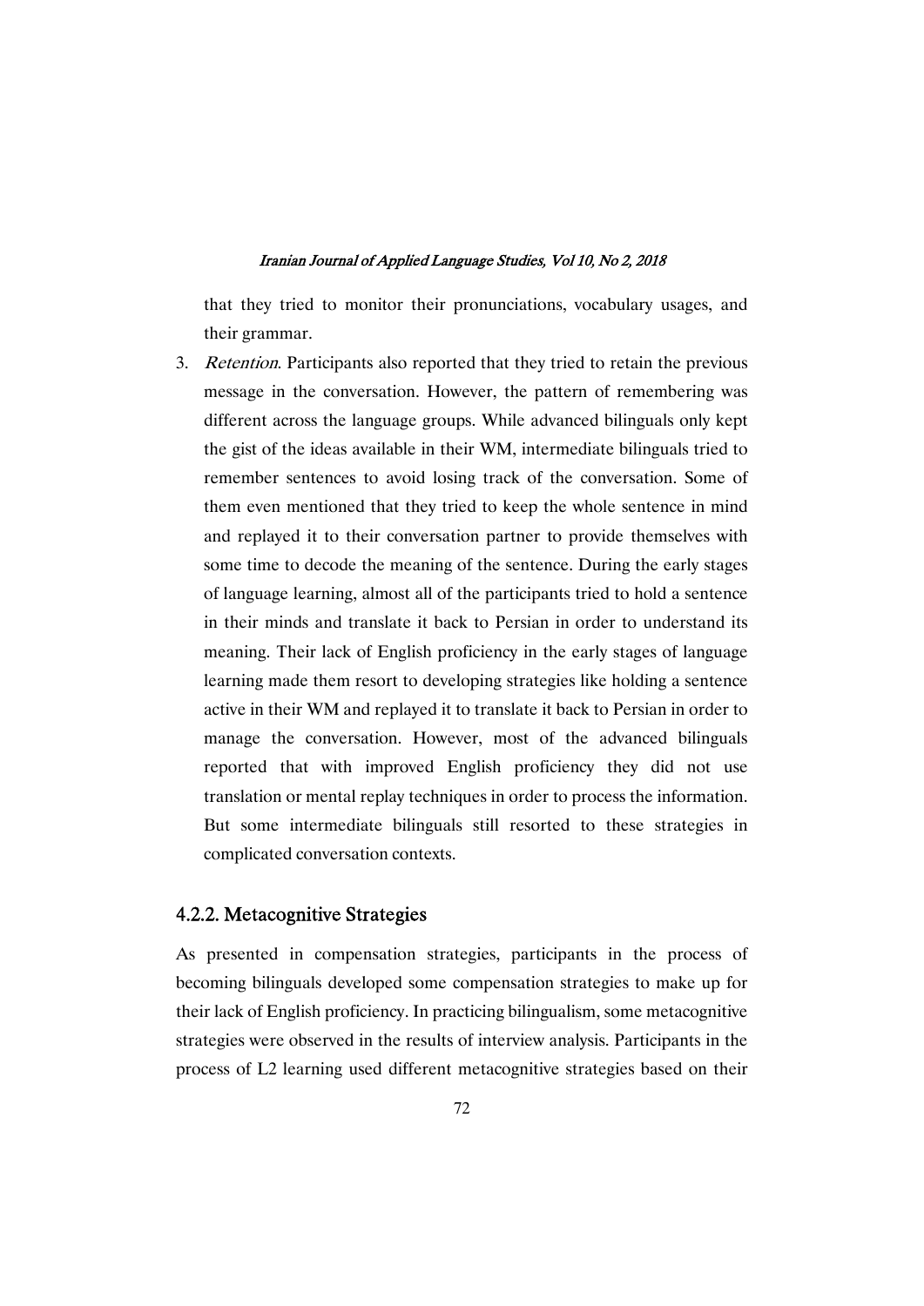that they tried to monitor their pronunciations, vocabulary usages, and their grammar.

3. *Retention*. Participants also reported that they tried to retain the previous message in the conversation. However, the pattern of remembering was different across the language groups. While advanced bilinguals only kept the gist of the ideas available in their WM, intermediate bilinguals tried to remember sentences to avoid losing track of the conversation. Some of them even mentioned that they tried to keep the whole sentence in mind and replayed it to their conversation partner to provide themselves with some time to decode the meaning of the sentence. During the early stages of language learning, almost all of the participants tried to hold a sentence in their minds and translate it back to Persian in order to understand its meaning. Their lack of English proficiency in the early stages of language learning made them resort to developing strategies like holding a sentence active in their WM and replayed it to translate it back to Persian in order to manage the conversation. However, most of the advanced bilinguals reported that with improved English proficiency they did not use translation or mental replay techniques in order to process the information. But some intermediate bilinguals still resorted to these strategies in complicated conversation contexts.

### 4.2.2. Metacognitive Strategies

As presented in compensation strategies, participants in the process of becoming bilinguals developed some compensation strategies to make up for their lack of English proficiency. In practicing bilingualism, some metacognitive strategies were observed in the results of interview analysis. Participants in the process of L2 learning used different metacognitive strategies based on their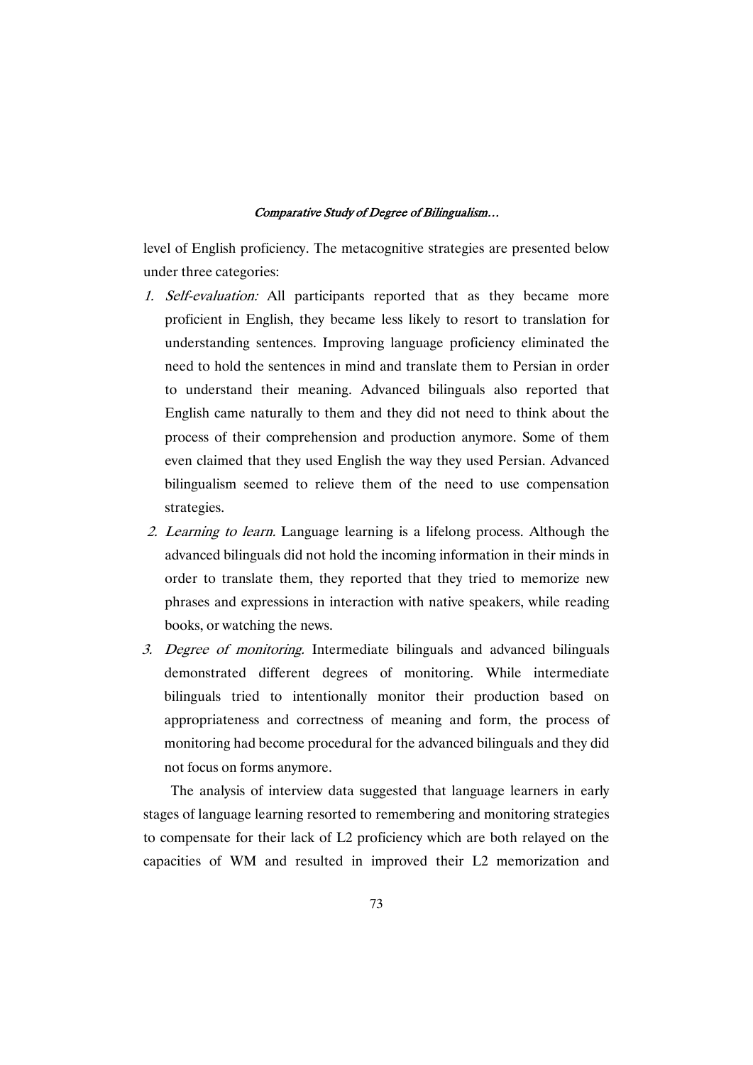level of English proficiency. The metacognitive strategies are presented below under three categories:

1. *Self-evaluation:* All participants reported that as they became more proficient in English, they became less likely to resort to translation for understanding sentences. Improving language proficiency eliminated the need to hold the sentences in mind and translate them to Persian in order to understand their meaning. Advanced bilinguals also reported that English came naturally to them and they did not need to think about the process of their comprehension and production anymore. Some of them even claimed that they used English the way they used Persian. Advanced bilingualism seemed to relieve them of the need to use compensation strategies.
2. *Learning to learn.* Language learning is a lifelong process. Although the advanced bilinguals did not hold the incoming information in their minds in order to translate them, they reported that they tried to memorize new phrases and expressions in interaction with native speakers, while reading books, or watching the news.
3. *Degree of monitoring.* Intermediate bilinguals and advanced bilinguals demonstrated different degrees of monitoring. While intermediate bilinguals tried to intentionally monitor their production based on appropriateness and correctness of meaning and form, the process of monitoring had become procedural for the advanced bilinguals and they did not focus on forms anymore.

The analysis of interview data suggested that language learners in early stages of language learning resorted to remembering and monitoring strategies to compensate for their lack of L2 proficiency which are both relayed on the capacities of WM and resulted in improved their L2 memorization and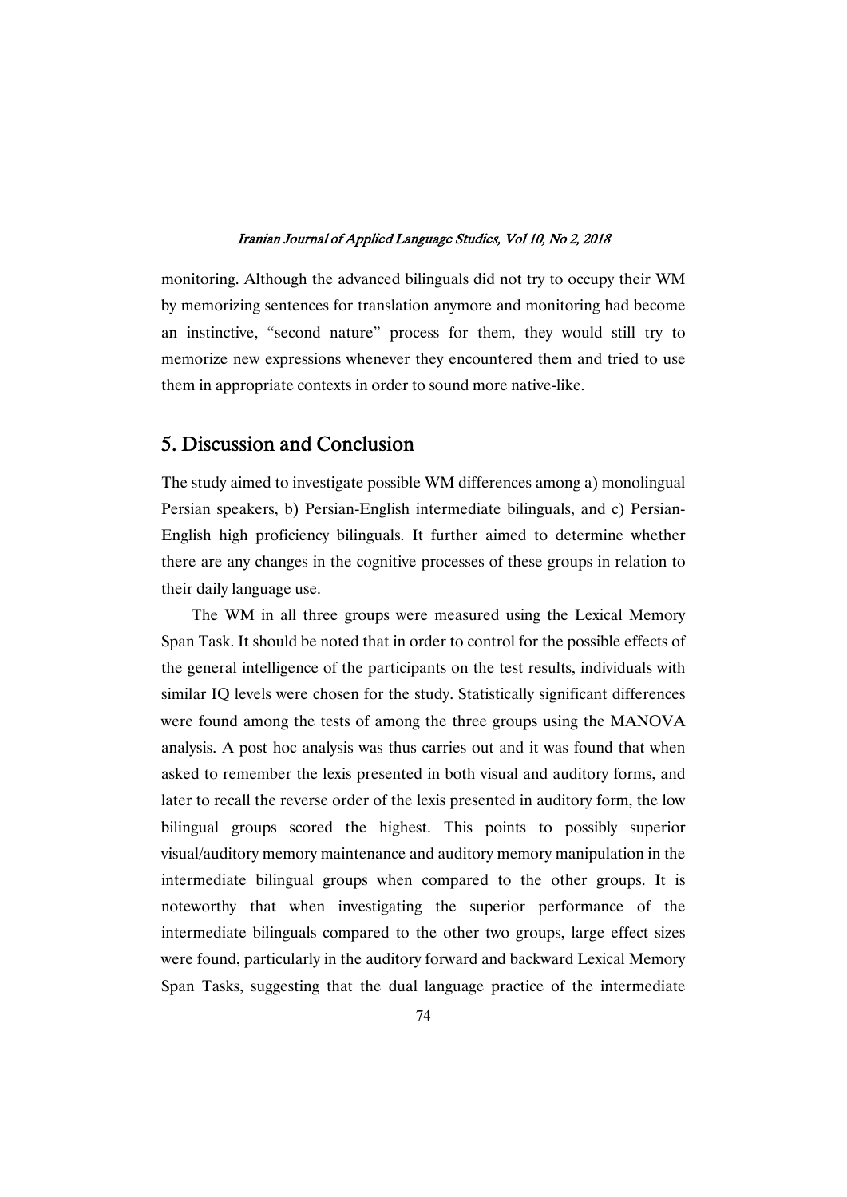monitoring. Although the advanced bilinguals did not try to occupy their WM by memorizing sentences for translation anymore and monitoring had become an instinctive, "second nature" process for them, they would still try to memorize new expressions whenever they encountered them and tried to use them in appropriate contexts in order to sound more native-like.

## 5. Discussion and Conclusion

The study aimed to investigate possible WM differences among a) monolingual Persian speakers, b) Persian-English intermediate bilinguals, and c) Persian-English high proficiency bilinguals. It further aimed to determine whether there are any changes in the cognitive processes of these groups in relation to their daily language use.

The WM in all three groups were measured using the Lexical Memory Span Task. It should be noted that in order to control for the possible effects of the general intelligence of the participants on the test results, individuals with similar IQ levels were chosen for the study. Statistically significant differences were found among the tests of among the three groups using the MANOVA analysis. A post hoc analysis was thus carries out and it was found that when asked to remember the lexis presented in both visual and auditory forms, and later to recall the reverse order of the lexis presented in auditory form, the low bilingual groups scored the highest. This points to possibly superior visual/auditory memory maintenance and auditory memory manipulation in the intermediate bilingual groups when compared to the other groups. It is noteworthy that when investigating the superior performance of the intermediate bilinguals compared to the other two groups, large effect sizes were found, particularly in the auditory forward and backward Lexical Memory Span Tasks, suggesting that the dual language practice of the intermediate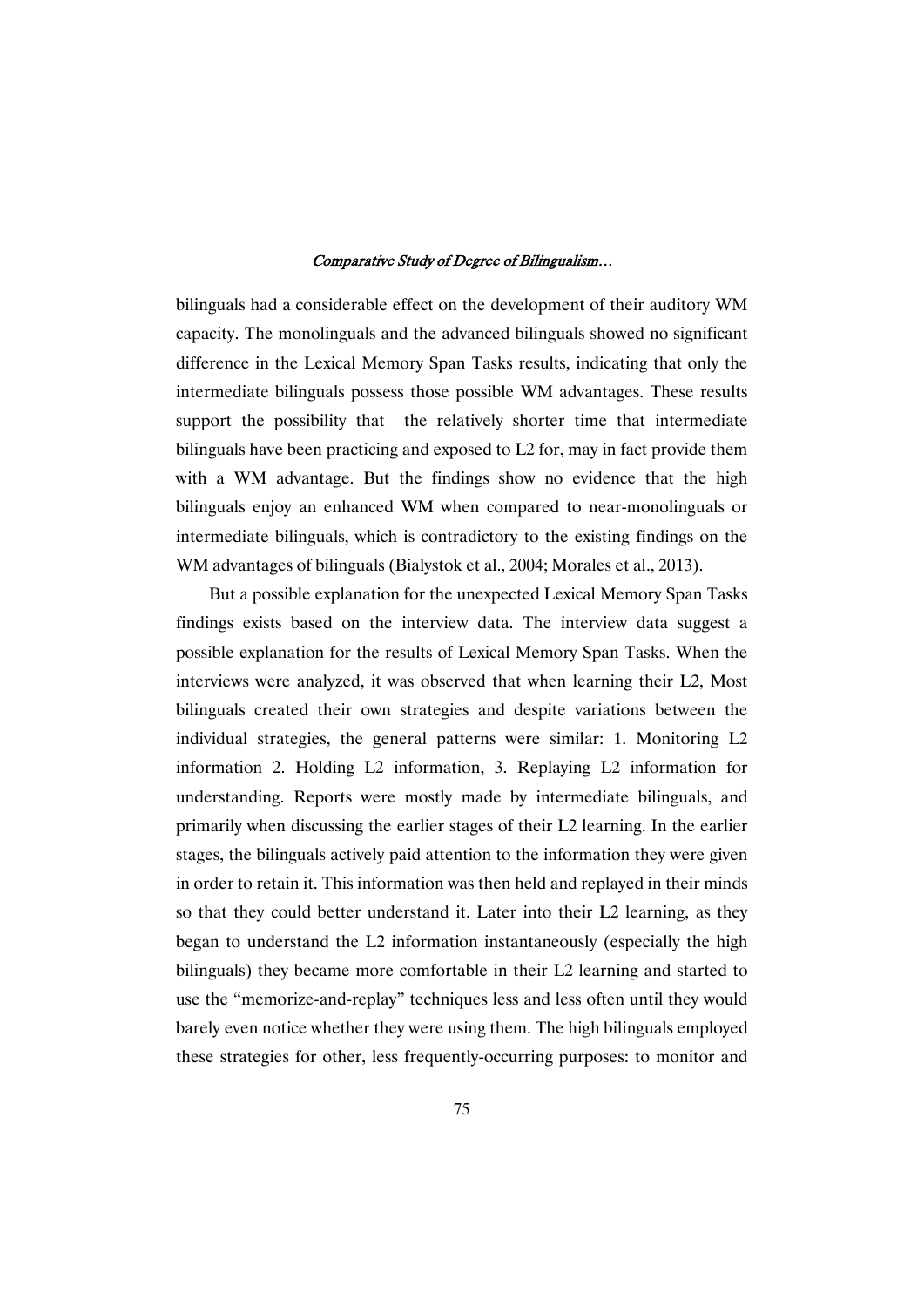bilinguals had a considerable effect on the development of their auditory WM capacity. The monolinguals and the advanced bilinguals showed no significant difference in the Lexical Memory Span Tasks results, indicating that only the intermediate bilinguals possess those possible WM advantages. These results support the possibility that the relatively shorter time that intermediate bilinguals have been practicing and exposed to L2 for, may in fact provide them with a WM advantage. But the findings show no evidence that the high bilinguals enjoy an enhanced WM when compared to near-monolinguals or intermediate bilinguals, which is contradictory to the existing findings on the WM advantages of bilinguals (Bialystok et al., 2004; Morales et al., 2013).

But a possible explanation for the unexpected Lexical Memory Span Tasks findings exists based on the interview data. The interview data suggest a possible explanation for the results of Lexical Memory Span Tasks. When the interviews were analyzed, it was observed that when learning their L2, Most bilinguals created their own strategies and despite variations between the individual strategies, the general patterns were similar: 1. Monitoring L2 information 2. Holding L2 information, 3. Replaying L2 information for understanding. Reports were mostly made by intermediate bilinguals, and primarily when discussing the earlier stages of their L2 learning. In the earlier stages, the bilinguals actively paid attention to the information they were given in order to retain it. This information was then held and replayed in their minds so that they could better understand it. Later into their L2 learning, as they began to understand the L2 information instantaneously (especially the high bilinguals) they became more comfortable in their L2 learning and started to use the "memorize-and-replay" techniques less and less often until they would barely even notice whether they were using them. The high bilinguals employed these strategies for other, less frequently-occurring purposes: to monitor and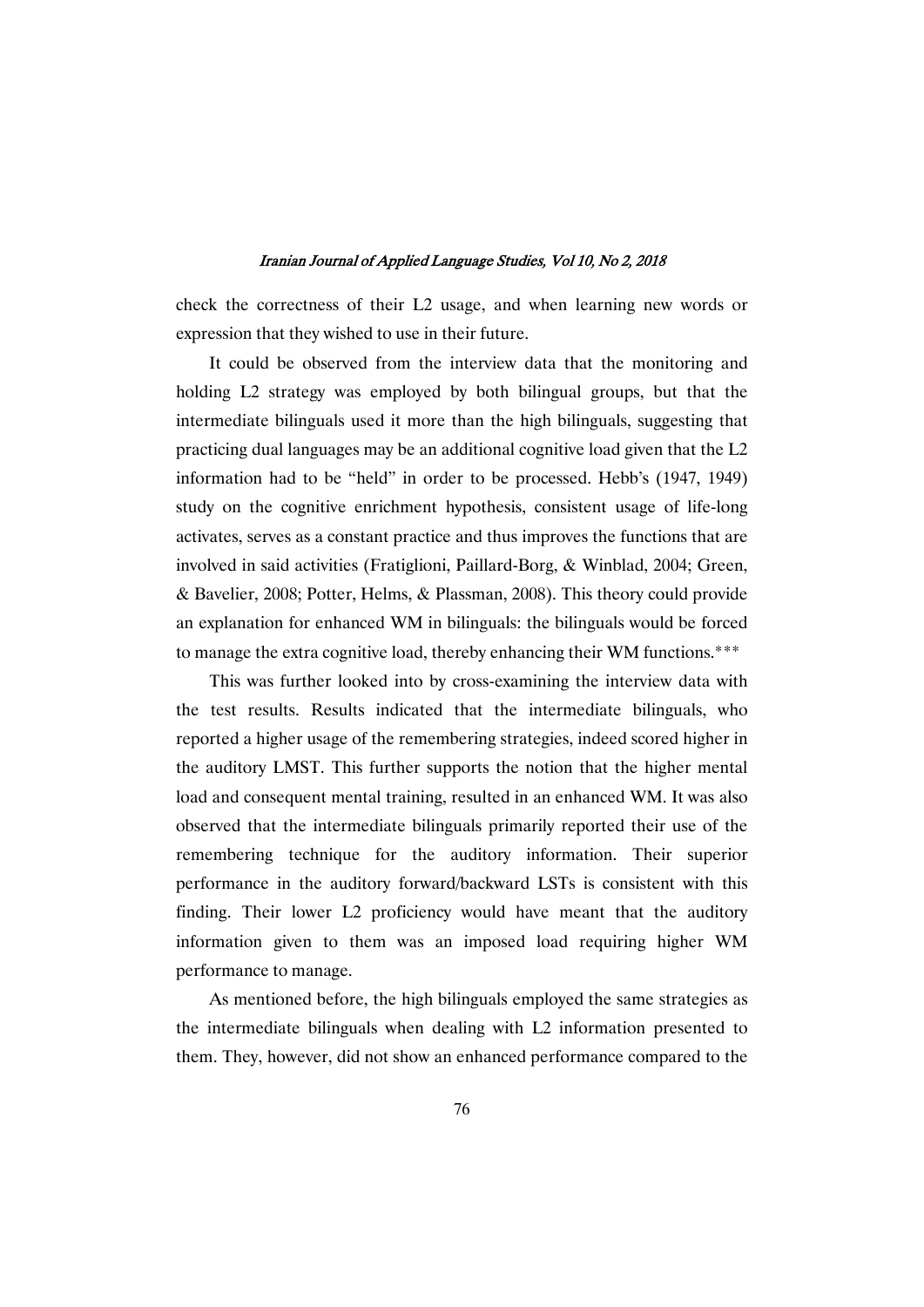check the correctness of their L2 usage, and when learning new words or expression that they wished to use in their future.

It could be observed from the interview data that the monitoring and holding L2 strategy was employed by both bilingual groups, but that the intermediate bilinguals used it more than the high bilinguals, suggesting that practicing dual languages may be an additional cognitive load given that the L2 information had to be "held" in order to be processed. Hebb's (1947, 1949) study on the cognitive enrichment hypothesis, consistent usage of life-long activates, serves as a constant practice and thus improves the functions that are involved in said activities (Fratiglioni, Paillard-Borg, & Winblad, 2004; Green, & Bavelier, 2008; Potter, Helms, & Plassman, 2008). This theory could provide an explanation for enhanced WM in bilinguals: the bilinguals would be forced to manage the extra cognitive load, thereby enhancing their WM functions.***

This was further looked into by cross-examining the interview data with the test results. Results indicated that the intermediate bilinguals, who reported a higher usage of the remembering strategies, indeed scored higher in the auditory LMST. This further supports the notion that the higher mental load and consequent mental training, resulted in an enhanced WM. It was also observed that the intermediate bilinguals primarily reported their use of the remembering technique for the auditory information. Their superior performance in the auditory forward/backward LSTs is consistent with this finding. Their lower L2 proficiency would have meant that the auditory information given to them was an imposed load requiring higher WM performance to manage.

As mentioned before, the high bilinguals employed the same strategies as the intermediate bilinguals when dealing with L2 information presented to them. They, however, did not show an enhanced performance compared to the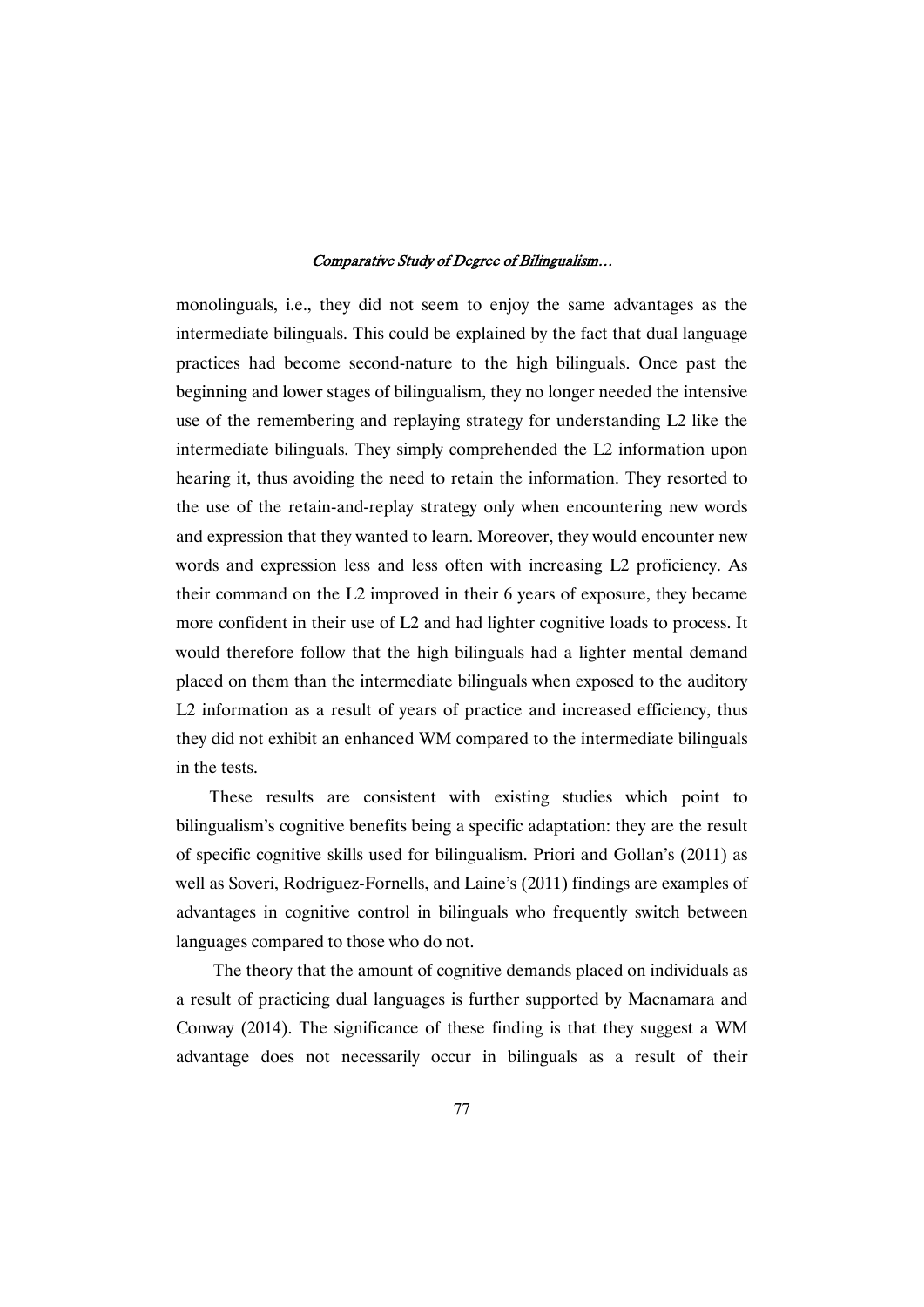monolinguals, i.e., they did not seem to enjoy the same advantages as the intermediate bilinguals. This could be explained by the fact that dual language practices had become second-nature to the high bilinguals. Once past the beginning and lower stages of bilingualism, they no longer needed the intensive use of the remembering and replaying strategy for understanding L2 like the intermediate bilinguals. They simply comprehended the L2 information upon hearing it, thus avoiding the need to retain the information. They resorted to the use of the retain-and-replay strategy only when encountering new words and expression that they wanted to learn. Moreover, they would encounter new words and expression less and less often with increasing L2 proficiency. As their command on the L2 improved in their 6 years of exposure, they became more confident in their use of L2 and had lighter cognitive loads to process. It would therefore follow that the high bilinguals had a lighter mental demand placed on them than the intermediate bilinguals when exposed to the auditory L2 information as a result of years of practice and increased efficiency, thus they did not exhibit an enhanced WM compared to the intermediate bilinguals in the tests.

These results are consistent with existing studies which point to bilingualism's cognitive benefits being a specific adaptation: they are the result of specific cognitive skills used for bilingualism. Priori and Gollan's (2011) as well as Soveri, Rodriguez-Fornells, and Laine's (2011) findings are examples of advantages in cognitive control in bilinguals who frequently switch between languages compared to those who do not.

The theory that the amount of cognitive demands placed on individuals as a result of practicing dual languages is further supported by Macnamara and Conway (2014). The significance of these finding is that they suggest a WM advantage does not necessarily occur in bilinguals as a result of their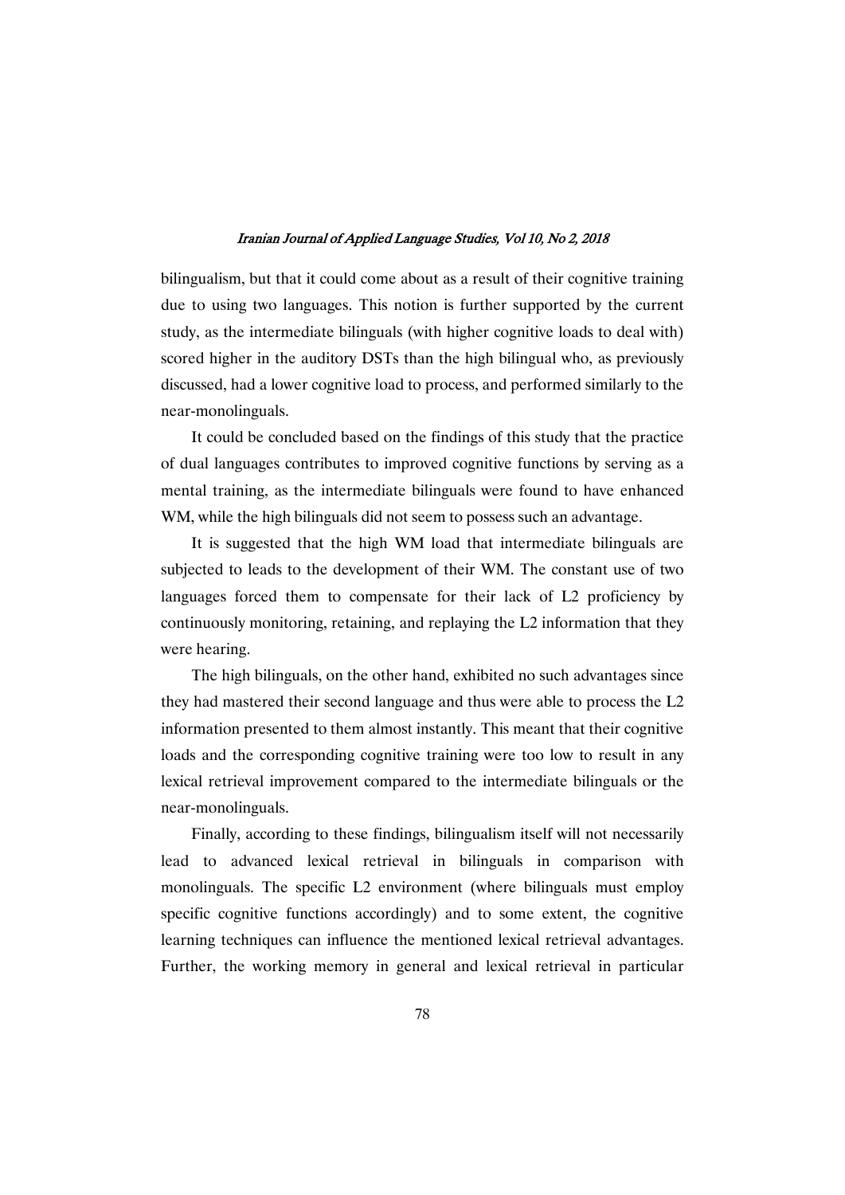bilingualism, but that it could come about as a result of their cognitive training due to using two languages. This notion is further supported by the current study, as the intermediate bilinguals (with higher cognitive loads to deal with) scored higher in the auditory DSTs than the high bilingual who, as previously discussed, had a lower cognitive load to process, and performed similarly to the near-monolinguals.

It could be concluded based on the findings of this study that the practice of dual languages contributes to improved cognitive functions by serving as a mental training, as the intermediate bilinguals were found to have enhanced WM, while the high bilinguals did not seem to possess such an advantage.

It is suggested that the high WM load that intermediate bilinguals are subjected to leads to the development of their WM. The constant use of two languages forced them to compensate for their lack of L2 proficiency by continuously monitoring, retaining, and replaying the L2 information that they were hearing.

The high bilinguals, on the other hand, exhibited no such advantages since they had mastered their second language and thus were able to process the L2 information presented to them almost instantly. This meant that their cognitive loads and the corresponding cognitive training were too low to result in any lexical retrieval improvement compared to the intermediate bilinguals or the near-monolinguals.

Finally, according to these findings, bilingualism itself will not necessarily lead to advanced lexical retrieval in bilinguals in comparison with monolinguals. The specific L2 environment (where bilinguals must employ specific cognitive functions accordingly) and to some extent, the cognitive learning techniques can influence the mentioned lexical retrieval advantages. Further, the working memory in general and lexical retrieval in particular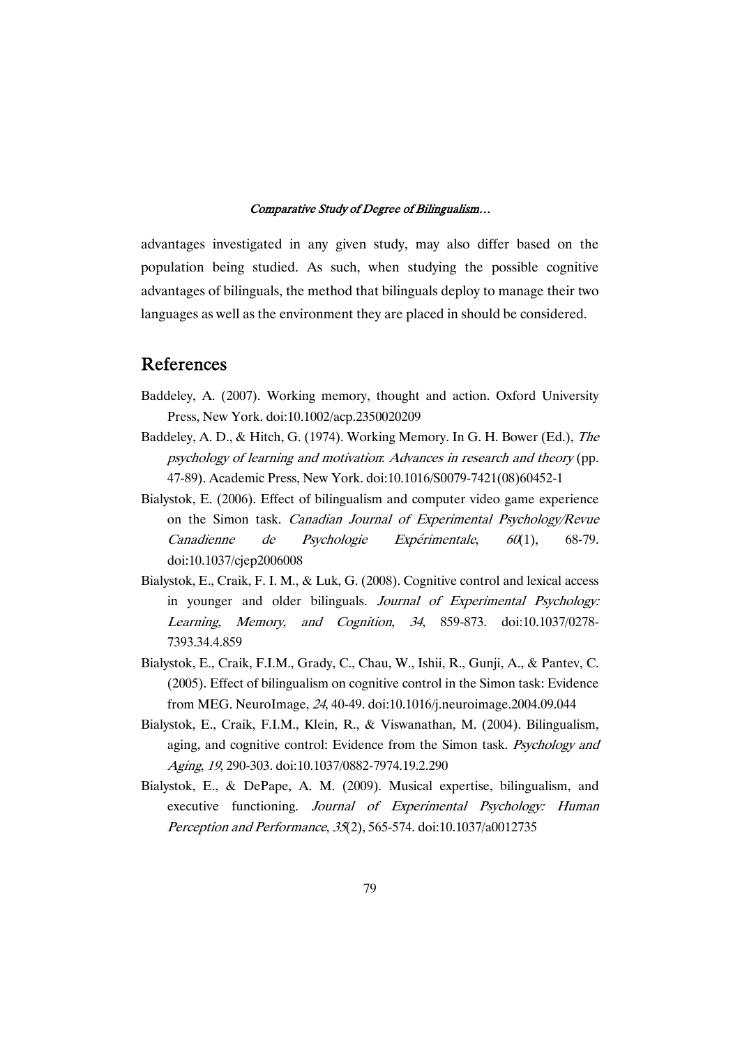advantages investigated in any given study, may also differ based on the population being studied. As such, when studying the possible cognitive advantages of bilinguals, the method that bilinguals deploy to manage their two languages as well as the environment they are placed in should be considered.

## References

Baddeley, A. (2007). Working memory, thought and action. Oxford University Press, New York. doi:10.1002/acp.2350020209

Baddeley, A. D., & Hitch, G. (1974). Working Memory. In G. H. Bower (Ed.), *The psychology of learning and motivation*: *Advances in research and theory* (pp. 47-89). Academic Press, New York. doi:10.1016/S0079-7421(08)60452-1

Bialystok, E. (2006). Effect of bilingualism and computer video game experience on the Simon task. *Canadian Journal of Experimental Psychology/Revue Canadienne de Psychologie Expérimentale*, *60*(1), 68-79. doi:10.1037/cjep2006008

Bialystok, E., Craik, F. I. M., & Luk, G. (2008). Cognitive control and lexical access in younger and older bilinguals. *Journal of Experimental Psychology: Learning, Memory, and Cognition*, *34*, 859-873. doi:10.1037/0278-7393.34.4.859

Bialystok, E., Craik, F.I.M., Grady, C., Chau, W., Ishii, R., Gunji, A., & Pantev, C. (2005). Effect of bilingualism on cognitive control in the Simon task: Evidence from MEG. NeuroImage, *24*, 40-49. doi:10.1016/j.neuroimage.2004.09.044

Bialystok, E., Craik, F.I.M., Klein, R., & Viswanathan, M. (2004). Bilingualism, aging, and cognitive control: Evidence from the Simon task. *Psychology and Aging*, *19*, 290-303. doi:10.1037/0882-7974.19.2.290

Bialystok, E., & DePape, A. M. (2009). Musical expertise, bilingualism, and executive functioning. *Journal of Experimental Psychology: Human Perception and Performance*, *35*(2), 565-574. doi:10.1037/a0012735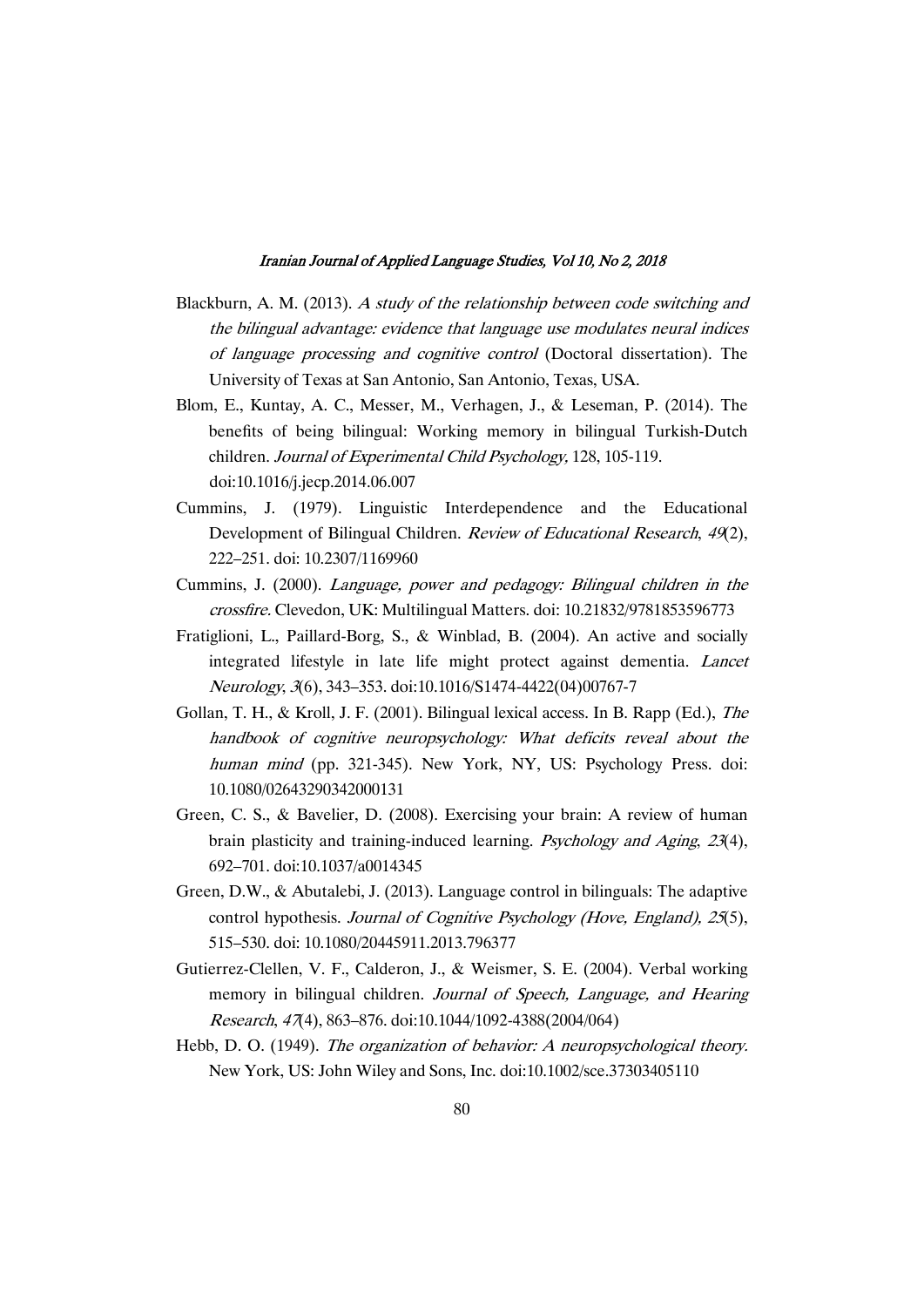Blackburn, A. M. (2013). *A study of the relationship between code switching and the bilingual advantage: evidence that language use modulates neural indices of language processing and cognitive control* (Doctoral dissertation). The University of Texas at San Antonio, San Antonio, Texas, USA.

Blom, E., Kuntay, A. C., Messer, M., Verhagen, J., & Leseman, P. (2014). The benefits of being bilingual: Working memory in bilingual Turkish-Dutch children. *Journal of Experimental Child Psychology,* 128, 105-119. doi:10.1016/j.jecp.2014.06.007

Cummins, J. (1979). Linguistic Interdependence and the Educational Development of Bilingual Children. *Review of Educational Research*, *49*(2), 222–251. doi: 10.2307/1169960

Cummins, J. (2000). *Language, power and pedagogy: Bilingual children in the crossfire.* Clevedon, UK: Multilingual Matters. doi: 10.21832/9781853596773

Fratiglioni, L., Paillard-Borg, S., & Winblad, B. (2004). An active and socially integrated lifestyle in late life might protect against dementia. *Lancet Neurology*, *3*(6), 343–353. doi:10.1016/S1474-4422(04)00767-7

Gollan, T. H., & Kroll, J. F. (2001). Bilingual lexical access. In B. Rapp (Ed.), *The handbook of cognitive neuropsychology: What deficits reveal about the human mind* (pp. 321-345). New York, NY, US: Psychology Press. doi: 10.1080/02643290342000131

Green, C. S., & Bavelier, D. (2008). Exercising your brain: A review of human brain plasticity and training-induced learning. *Psychology and Aging*, *23*(4), 692–701. doi:10.1037/a0014345

Green, D.W., & Abutalebi, J. (2013). Language control in bilinguals: The adaptive control hypothesis. *Journal of Cognitive Psychology (Hove, England), 25*(5), 515–530. doi: 10.1080/20445911.2013.796377

Gutierrez-Clellen, V. F., Calderon, J., & Weismer, S. E. (2004). Verbal working memory in bilingual children. *Journal of Speech, Language, and Hearing Research*, *47*(4), 863–876. doi:10.1044/1092-4388(2004/064)

Hebb, D. O. (1949). *The organization of behavior: A neuropsychological theory.* New York, US: John Wiley and Sons, Inc. doi:10.1002/sce.37303405110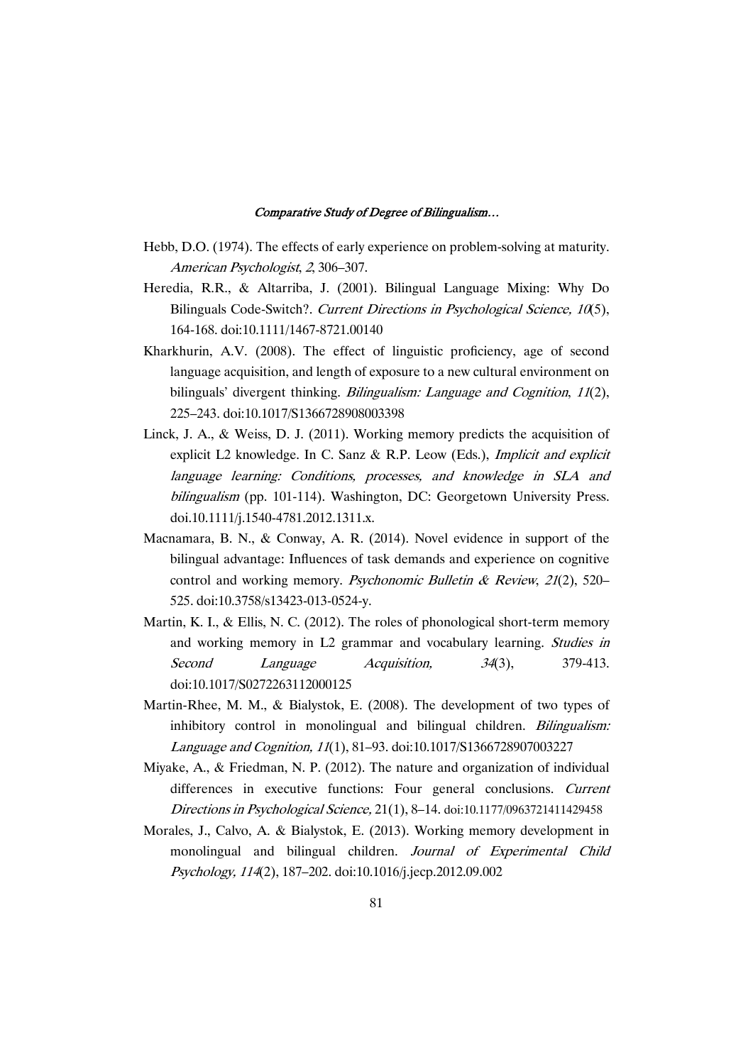Hebb, D.O. (1974). The effects of early experience on problem-solving at maturity. *American Psychologist*, *2*, 306–307.

Heredia, R.R., & Altarriba, J. (2001). Bilingual Language Mixing: Why Do Bilinguals Code-Switch?. *Current Directions in Psychological Science, 10*(5), 164-168. doi:10.1111/1467-8721.00140

Kharkhurin, A.V. (2008). The effect of linguistic proficiency, age of second language acquisition, and length of exposure to a new cultural environment on bilinguals' divergent thinking. *Bilingualism: Language and Cognition*, *11*(2), 225–243. doi:10.1017/S1366728908003398

Linck, J. A., & Weiss, D. J. (2011). Working memory predicts the acquisition of explicit L2 knowledge. In C. Sanz & R.P. Leow (Eds.), *Implicit and explicit language learning: Conditions, processes, and knowledge in SLA and bilingualism* (pp. 101-114). Washington, DC: Georgetown University Press. doi.10.1111/j.1540-4781.2012.1311.x.

Macnamara, B. N., & Conway, A. R. (2014). Novel evidence in support of the bilingual advantage: Influences of task demands and experience on cognitive control and working memory. *Psychonomic Bulletin & Review*, *21*(2), 520–525. doi:10.3758/s13423-013-0524-y.

Martin, K. I., & Ellis, N. C. (2012). The roles of phonological short-term memory and working memory in L2 grammar and vocabulary learning. *Studies in Second Language Acquisition, 34*(3), 379-413. doi:10.1017/S0272263112000125

Martin-Rhee, M. M., & Bialystok, E. (2008). The development of two types of inhibitory control in monolingual and bilingual children. *Bilingualism: Language and Cognition, 11*(1), 81–93. doi:10.1017/S1366728907003227

Miyake, A., & Friedman, N. P. (2012). The nature and organization of individual differences in executive functions: Four general conclusions. *Current Directions in Psychological Science,* 21(1), 8–14. doi:10.1177/0963721411429458

Morales, J., Calvo, A. & Bialystok, E. (2013). Working memory development in monolingual and bilingual children. *Journal of Experimental Child Psychology, 114*(2), 187–202. doi:10.1016/j.jecp.2012.09.002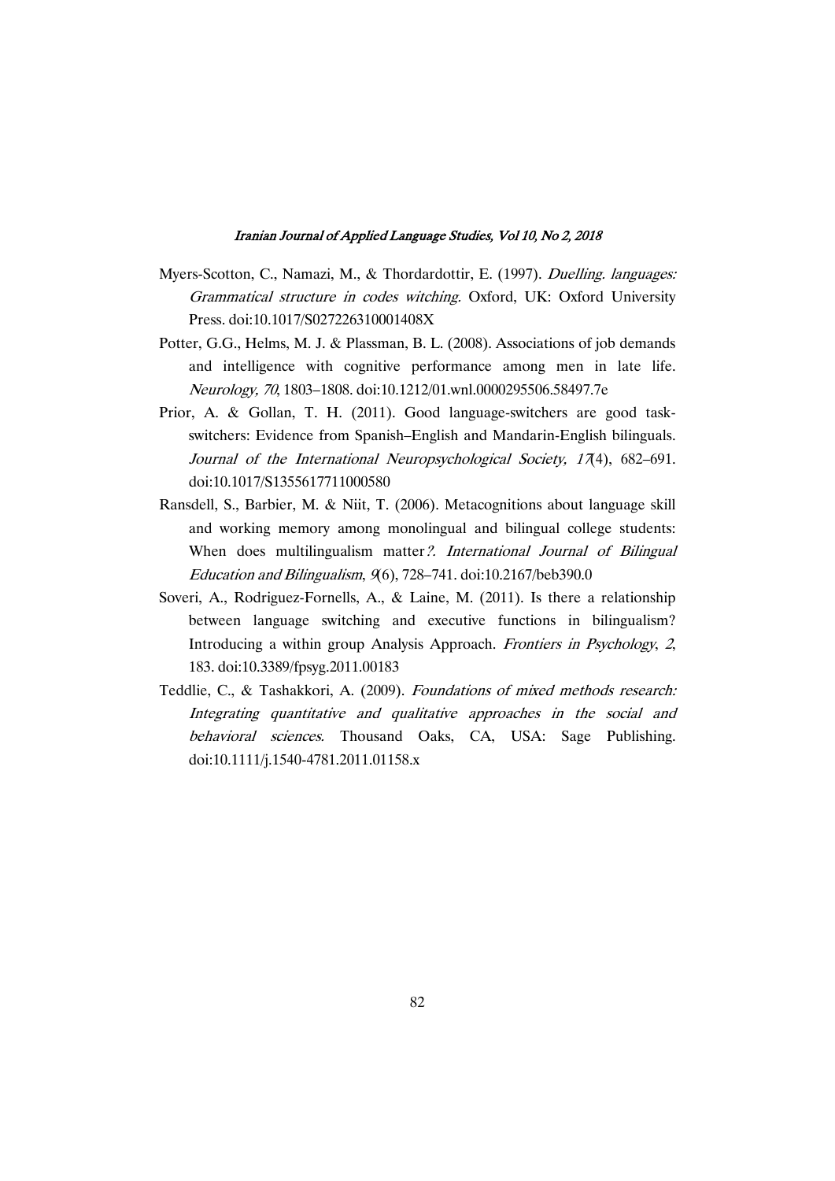Myers-Scotton, C., Namazi, M., & Thordardottir, E. (1997). *Duelling. languages: Grammatical structure in codes witching.* Oxford, UK: Oxford University Press. doi:10.1017/S027226310001408X

Potter, G.G., Helms, M. J. & Plassman, B. L. (2008). Associations of job demands and intelligence with cognitive performance among men in late life. *Neurology, 70*, 1803–1808. doi:10.1212/01.wnl.0000295506.58497.7e

Prior, A. & Gollan, T. H. (2011). Good language-switchers are good task-switchers: Evidence from Spanish–English and Mandarin-English bilinguals. *Journal of the International Neuropsychological Society, 17*(4), 682–691. doi:10.1017/S1355617711000580

Ransdell, S., Barbier, M. & Niit, T. (2006). Metacognitions about language skill and working memory among monolingual and bilingual college students: When does multilingualism matter*?. International Journal of Bilingual Education and Bilingualism*, *9*(6), 728–741. doi:10.2167/beb390.0

Soveri, A., Rodriguez-Fornells, A., & Laine, M. (2011). Is there a relationship between language switching and executive functions in bilingualism? Introducing a within group Analysis Approach. *Frontiers in Psychology*, *2*, 183. doi:10.3389/fpsyg.2011.00183

Teddlie, C., & Tashakkori, A. (2009). *Foundations of mixed methods research: Integrating quantitative and qualitative approaches in the social and behavioral sciences.* Thousand Oaks, CA, USA: Sage Publishing. doi:10.1111/j.1540-4781.2011.01158.x